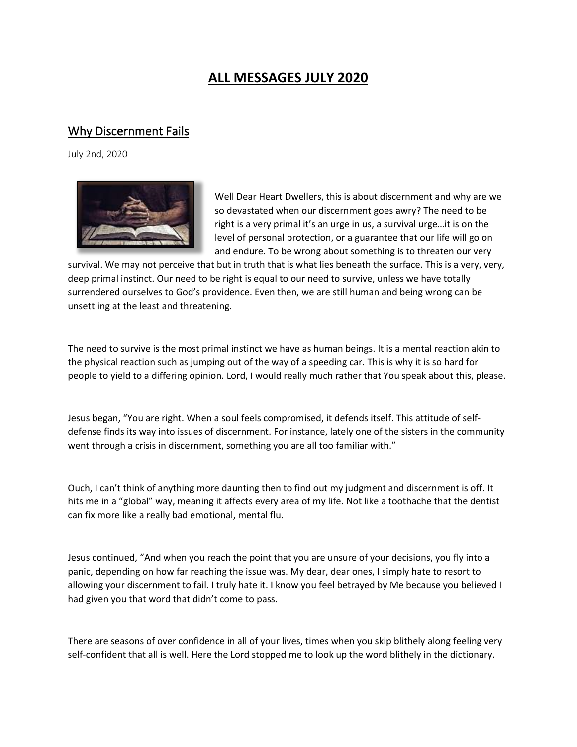# ALL MESSAGES JULY 2020

## Why Discernment Fails

July 2nd, 2020

Well Dear Heart Dwellers, this is about discernment and why are we so devastated when our discernment goes awry? The need to be right is a very primal it's an urge in us, a survival urge…it is on the level of personal protection, or a guarantee that our life will go on and endure. To be wrong about something is to threaten our very survival. We may not perceive that but in truth that is what lies beneath the surface. This is a very, very, deep primal instinct. Our need to be right is equal to our need to survive, unless we have totally surrendered ourselves to God's providence. Even then, we are still human and being wrong can be unsettling at the least and threatening.

The need to survive is the most primal instinct we have as human beings. It is a mental reaction akin to the physical reaction such as jumping out of the way of a speeding car. This is why it is so hard for people to yield to a differing opinion. Lord, I would really much rather that You speak about this, please.

Jesus began, "You are right. When a soul feels compromised, it defends itself. This attitude of self-defense finds its way into issues of discernment. For instance, lately one of the sisters in the community went through a crisis in discernment, something you are all too familiar with."

Ouch, I can't think of anything more daunting then to find out my judgment and discernment is off. It hits me in a "global" way, meaning it affects every area of my life. Not like a toothache that the dentist can fix more like a really bad emotional, mental flu.

Jesus continued, "And when you reach the point that you are unsure of your decisions, you fly into a panic, depending on how far reaching the issue was. My dear, dear ones, I simply hate to resort to allowing your discernment to fail. I truly hate it. I know you feel betrayed by Me because you believed I had given you that word that didn't come to pass.

There are seasons of over confidence in all of your lives, times when you skip blithely along feeling very self-confident that all is well. Here the Lord stopped me to look up the word blithely in the dictionary.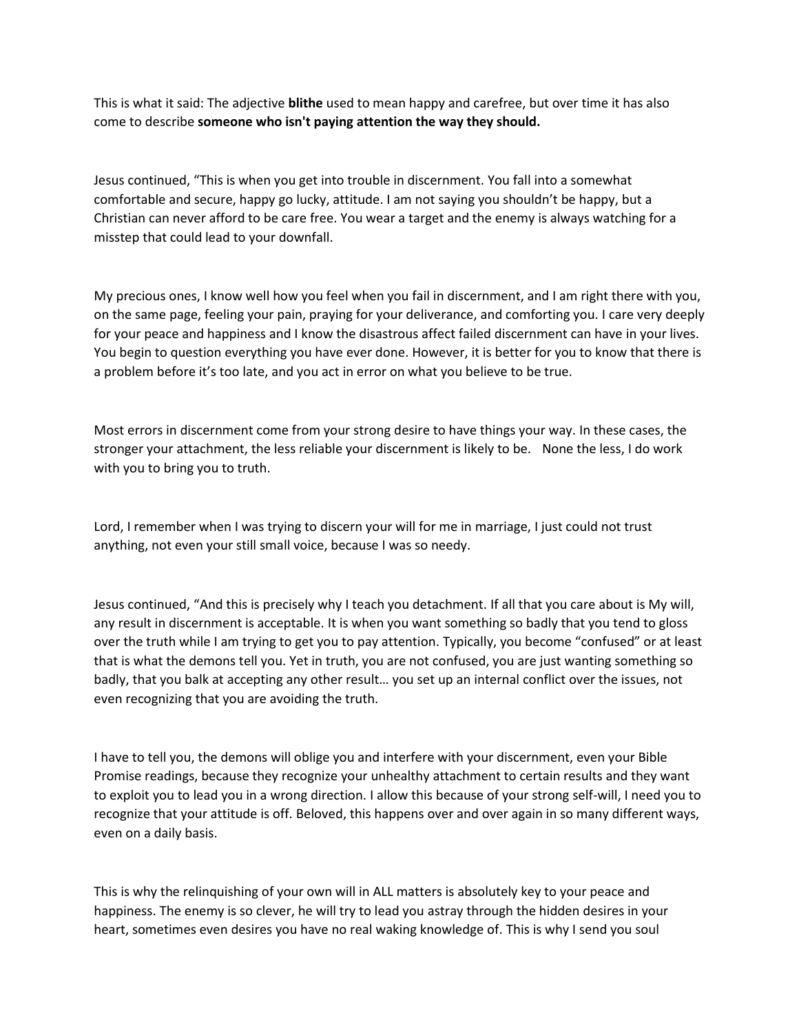This is what it said: The adjective **blithe** used to mean happy and carefree, but over time it has also come to describe **someone who isn't paying attention the way they should.**

Jesus continued, "This is when you get into trouble in discernment. You fall into a somewhat comfortable and secure, happy go lucky, attitude. I am not saying you shouldn't be happy, but a Christian can never afford to be care free. You wear a target and the enemy is always watching for a misstep that could lead to your downfall.

My precious ones, I know well how you feel when you fail in discernment, and I am right there with you, on the same page, feeling your pain, praying for your deliverance, and comforting you. I care very deeply for your peace and happiness and I know the disastrous affect failed discernment can have in your lives. You begin to question everything you have ever done. However, it is better for you to know that there is a problem before it's too late, and you act in error on what you believe to be true.

Most errors in discernment come from your strong desire to have things your way. In these cases, the stronger your attachment, the less reliable your discernment is likely to be. None the less, I do work with you to bring you to truth.

Lord, I remember when I was trying to discern your will for me in marriage, I just could not trust anything, not even your still small voice, because I was so needy.

Jesus continued, "And this is precisely why I teach you detachment. If all that you care about is My will, any result in discernment is acceptable. It is when you want something so badly that you tend to gloss over the truth while I am trying to get you to pay attention. Typically, you become "confused" or at least that is what the demons tell you. Yet in truth, you are not confused, you are just wanting something so badly, that you balk at accepting any other result… you set up an internal conflict over the issues, not even recognizing that you are avoiding the truth.

I have to tell you, the demons will oblige you and interfere with your discernment, even your Bible Promise readings, because they recognize your unhealthy attachment to certain results and they want to exploit you to lead you in a wrong direction. I allow this because of your strong self-will, I need you to recognize that your attitude is off. Beloved, this happens over and over again in so many different ways, even on a daily basis.

This is why the relinquishing of your own will in ALL matters is absolutely key to your peace and happiness. The enemy is so clever, he will try to lead you astray through the hidden desires in your heart, sometimes even desires you have no real waking knowledge of. This is why I send you soul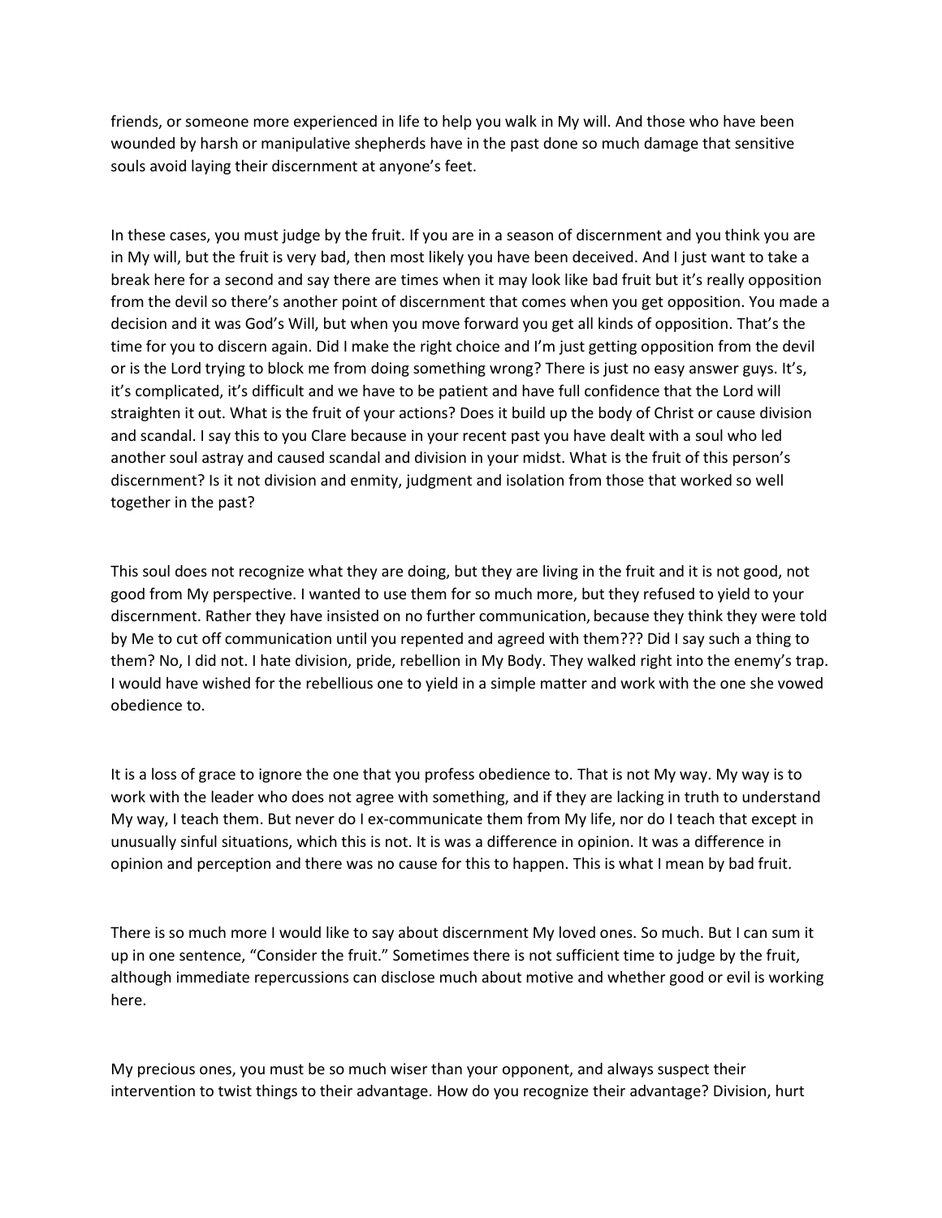friends, or someone more experienced in life to help you walk in My will. And those who have been wounded by harsh or manipulative shepherds have in the past done so much damage that sensitive souls avoid laying their discernment at anyone's feet.

In these cases, you must judge by the fruit. If you are in a season of discernment and you think you are in My will, but the fruit is very bad, then most likely you have been deceived. And I just want to take a break here for a second and say there are times when it may look like bad fruit but it's really opposition from the devil so there's another point of discernment that comes when you get opposition. You made a decision and it was God's Will, but when you move forward you get all kinds of opposition. That's the time for you to discern again. Did I make the right choice and I'm just getting opposition from the devil or is the Lord trying to block me from doing something wrong? There is just no easy answer guys. It's, it's complicated, it's difficult and we have to be patient and have full confidence that the Lord will straighten it out. What is the fruit of your actions? Does it build up the body of Christ or cause division and scandal. I say this to you Clare because in your recent past you have dealt with a soul who led another soul astray and caused scandal and division in your midst. What is the fruit of this person's discernment? Is it not division and enmity, judgment and isolation from those that worked so well together in the past?

This soul does not recognize what they are doing, but they are living in the fruit and it is not good, not good from My perspective. I wanted to use them for so much more, but they refused to yield to your discernment. Rather they have insisted on no further communication, because they think they were told by Me to cut off communication until you repented and agreed with them??? Did I say such a thing to them? No, I did not. I hate division, pride, rebellion in My Body. They walked right into the enemy's trap. I would have wished for the rebellious one to yield in a simple matter and work with the one she vowed obedience to.

It is a loss of grace to ignore the one that you profess obedience to. That is not My way. My way is to work with the leader who does not agree with something, and if they are lacking in truth to understand My way, I teach them. But never do I ex-communicate them from My life, nor do I teach that except in unusually sinful situations, which this is not. It is was a difference in opinion. It was a difference in opinion and perception and there was no cause for this to happen. This is what I mean by bad fruit.

There is so much more I would like to say about discernment My loved ones. So much. But I can sum it up in one sentence, "Consider the fruit." Sometimes there is not sufficient time to judge by the fruit, although immediate repercussions can disclose much about motive and whether good or evil is working here.

My precious ones, you must be so much wiser than your opponent, and always suspect their intervention to twist things to their advantage. How do you recognize their advantage? Division, hurt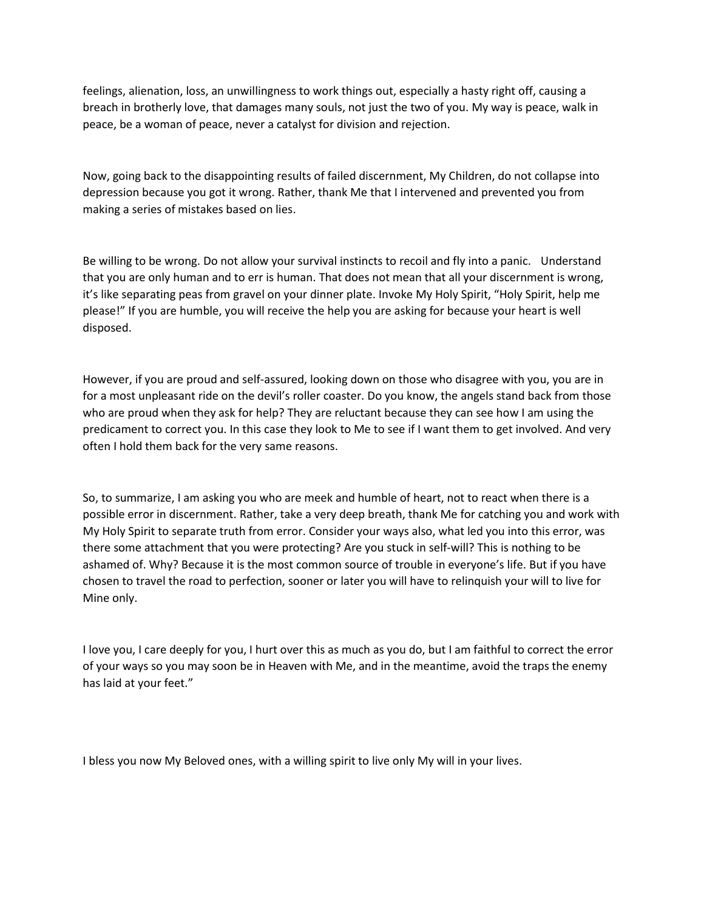feelings, alienation, loss, an unwillingness to work things out, especially a hasty right off, causing a breach in brotherly love, that damages many souls, not just the two of you. My way is peace, walk in peace, be a woman of peace, never a catalyst for division and rejection.

Now, going back to the disappointing results of failed discernment, My Children, do not collapse into depression because you got it wrong. Rather, thank Me that I intervened and prevented you from making a series of mistakes based on lies.

Be willing to be wrong. Do not allow your survival instincts to recoil and fly into a panic. Understand that you are only human and to err is human. That does not mean that all your discernment is wrong, it's like separating peas from gravel on your dinner plate. Invoke My Holy Spirit, "Holy Spirit, help me please!" If you are humble, you will receive the help you are asking for because your heart is well disposed.

However, if you are proud and self-assured, looking down on those who disagree with you, you are in for a most unpleasant ride on the devil's roller coaster. Do you know, the angels stand back from those who are proud when they ask for help? They are reluctant because they can see how I am using the predicament to correct you. In this case they look to Me to see if I want them to get involved. And very often I hold them back for the very same reasons.

So, to summarize, I am asking you who are meek and humble of heart, not to react when there is a possible error in discernment. Rather, take a very deep breath, thank Me for catching you and work with My Holy Spirit to separate truth from error. Consider your ways also, what led you into this error, was there some attachment that you were protecting? Are you stuck in self-will? This is nothing to be ashamed of. Why? Because it is the most common source of trouble in everyone's life. But if you have chosen to travel the road to perfection, sooner or later you will have to relinquish your will to live for Mine only.

I love you, I care deeply for you, I hurt over this as much as you do, but I am faithful to correct the error of your ways so you may soon be in Heaven with Me, and in the meantime, avoid the traps the enemy has laid at your feet."

I bless you now My Beloved ones, with a willing spirit to live only My will in your lives.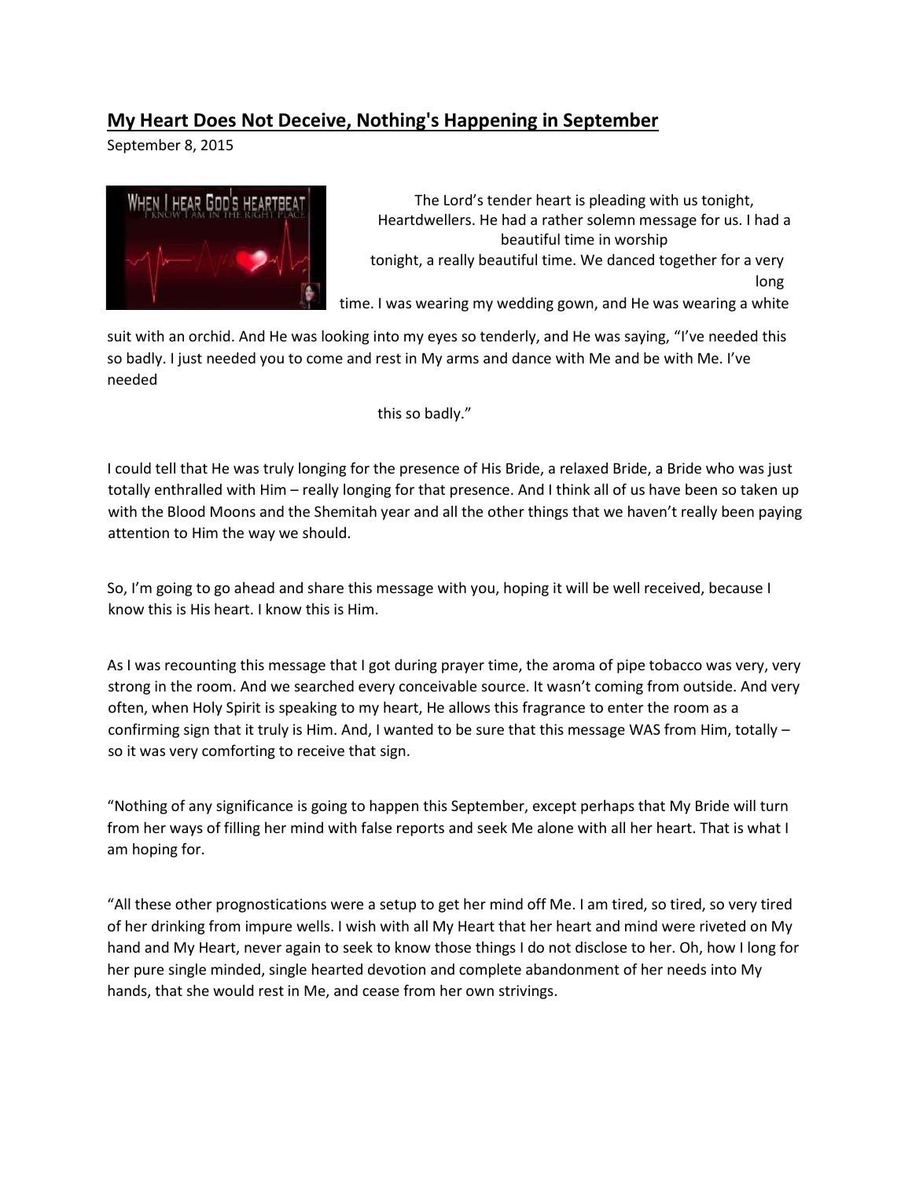## My Heart Does Not Deceive, Nothing's Happening in September

September 8, 2015

The Lord's tender heart is pleading with us tonight, Heartdwellers. He had a rather solemn message for us. I had a beautiful time in worship tonight, a really beautiful time. We danced together for a very long time. I was wearing my wedding gown, and He was wearing a white suit with an orchid. And He was looking into my eyes so tenderly, and He was saying, "I've needed this so badly. I just needed you to come and rest in My arms and dance with Me and be with Me. I've needed this so badly."

I could tell that He was truly longing for the presence of His Bride, a relaxed Bride, a Bride who was just totally enthralled with Him – really longing for that presence. And I think all of us have been so taken up with the Blood Moons and the Shemitah year and all the other things that we haven't really been paying attention to Him the way we should.

So, I'm going to go ahead and share this message with you, hoping it will be well received, because I know this is His heart. I know this is Him.

As I was recounting this message that I got during prayer time, the aroma of pipe tobacco was very, very strong in the room. And we searched every conceivable source. It wasn't coming from outside. And very often, when Holy Spirit is speaking to my heart, He allows this fragrance to enter the room as a confirming sign that it truly is Him. And, I wanted to be sure that this message WAS from Him, totally – so it was very comforting to receive that sign.

"Nothing of any significance is going to happen this September, except perhaps that My Bride will turn from her ways of filling her mind with false reports and seek Me alone with all her heart. That is what I am hoping for.

"All these other prognostications were a setup to get her mind off Me. I am tired, so tired, so very tired of her drinking from impure wells. I wish with all My Heart that her heart and mind were riveted on My hand and My Heart, never again to seek to know those things I do not disclose to her. Oh, how I long for her pure single minded, single hearted devotion and complete abandonment of her needs into My hands, that she would rest in Me, and cease from her own strivings.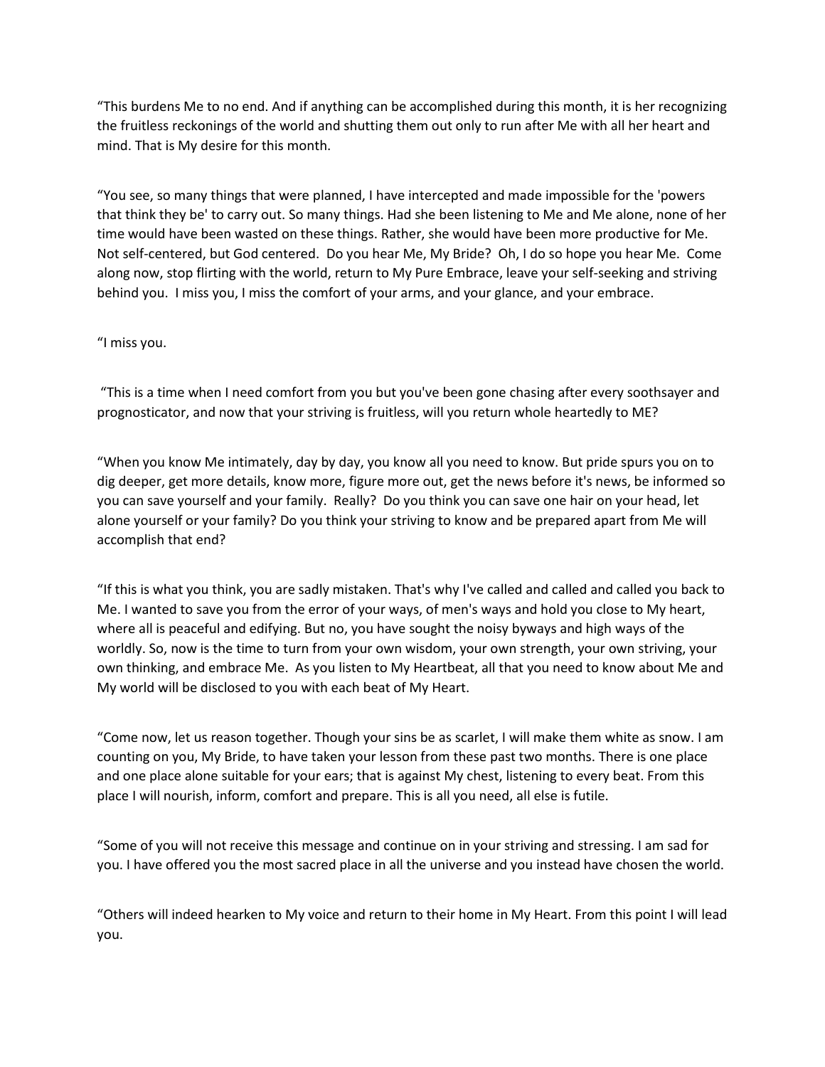“This burdens Me to no end. And if anything can be accomplished during this month, it is her recognizing the fruitless reckonings of the world and shutting them out only to run after Me with all her heart and mind. That is My desire for this month.

“You see, so many things that were planned, I have intercepted and made impossible for the 'powers that think they be' to carry out. So many things. Had she been listening to Me and Me alone, none of her time would have been wasted on these things. Rather, she would have been more productive for Me. Not self-centered, but God centered. Do you hear Me, My Bride? Oh, I do so hope you hear Me. Come along now, stop flirting with the world, return to My Pure Embrace, leave your self-seeking and striving behind you. I miss you, I miss the comfort of your arms, and your glance, and your embrace.

“I miss you.

“This is a time when I need comfort from you but you've been gone chasing after every soothsayer and prognosticator, and now that your striving is fruitless, will you return whole heartedly to ME?

“When you know Me intimately, day by day, you know all you need to know. But pride spurs you on to dig deeper, get more details, know more, figure more out, get the news before it's news, be informed so you can save yourself and your family. Really? Do you think you can save one hair on your head, let alone yourself or your family? Do you think your striving to know and be prepared apart from Me will accomplish that end?

“If this is what you think, you are sadly mistaken. That's why I've called and called and called you back to Me. I wanted to save you from the error of your ways, of men's ways and hold you close to My heart, where all is peaceful and edifying. But no, you have sought the noisy byways and high ways of the worldly. So, now is the time to turn from your own wisdom, your own strength, your own striving, your own thinking, and embrace Me. As you listen to My Heartbeat, all that you need to know about Me and My world will be disclosed to you with each beat of My Heart.

“Come now, let us reason together. Though your sins be as scarlet, I will make them white as snow. I am counting on you, My Bride, to have taken your lesson from these past two months. There is one place and one place alone suitable for your ears; that is against My chest, listening to every beat. From this place I will nourish, inform, comfort and prepare. This is all you need, all else is futile.

“Some of you will not receive this message and continue on in your striving and stressing. I am sad for you. I have offered you the most sacred place in all the universe and you instead have chosen the world.

“Others will indeed hearken to My voice and return to their home in My Heart. From this point I will lead you.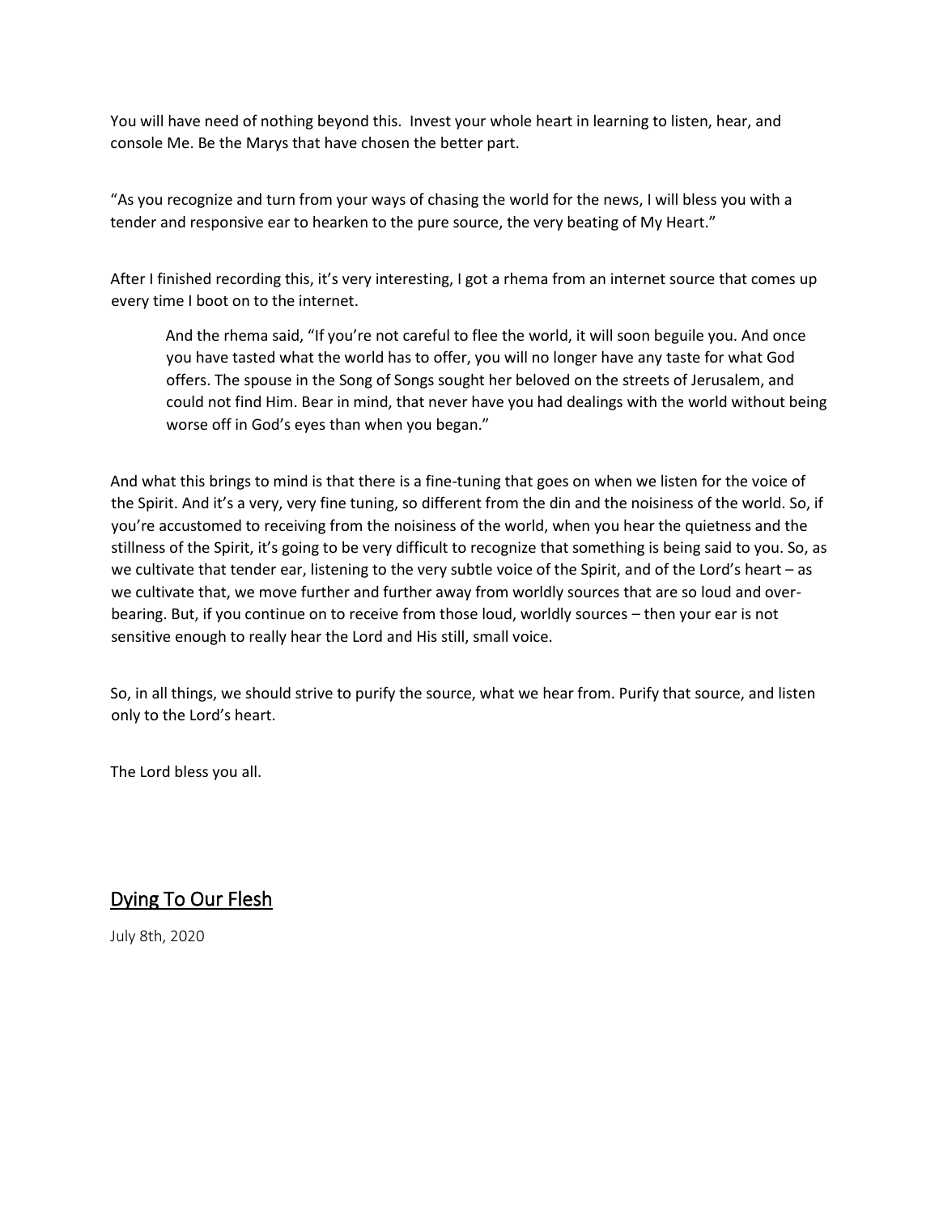You will have need of nothing beyond this. Invest your whole heart in learning to listen, hear, and console Me. Be the Marys that have chosen the better part.

"As you recognize and turn from your ways of chasing the world for the news, I will bless you with a tender and responsive ear to hearken to the pure source, the very beating of My Heart."

After I finished recording this, it's very interesting, I got a rhema from an internet source that comes up every time I boot on to the internet.

> And the rhema said, "If you're not careful to flee the world, it will soon beguile you. And once you have tasted what the world has to offer, you will no longer have any taste for what God offers. The spouse in the Song of Songs sought her beloved on the streets of Jerusalem, and could not find Him. Bear in mind, that never have you had dealings with the world without being worse off in God's eyes than when you began."

And what this brings to mind is that there is a fine-tuning that goes on when we listen for the voice of the Spirit. And it's a very, very fine tuning, so different from the din and the noisiness of the world. So, if you're accustomed to receiving from the noisiness of the world, when you hear the quietness and the stillness of the Spirit, it's going to be very difficult to recognize that something is being said to you. So, as we cultivate that tender ear, listening to the very subtle voice of the Spirit, and of the Lord's heart – as we cultivate that, we move further and further away from worldly sources that are so loud and over-bearing. But, if you continue on to receive from those loud, worldly sources – then your ear is not sensitive enough to really hear the Lord and His still, small voice.

So, in all things, we should strive to purify the source, what we hear from. Purify that source, and listen only to the Lord's heart.

The Lord bless you all.

## Dying To Our Flesh

July 8th, 2020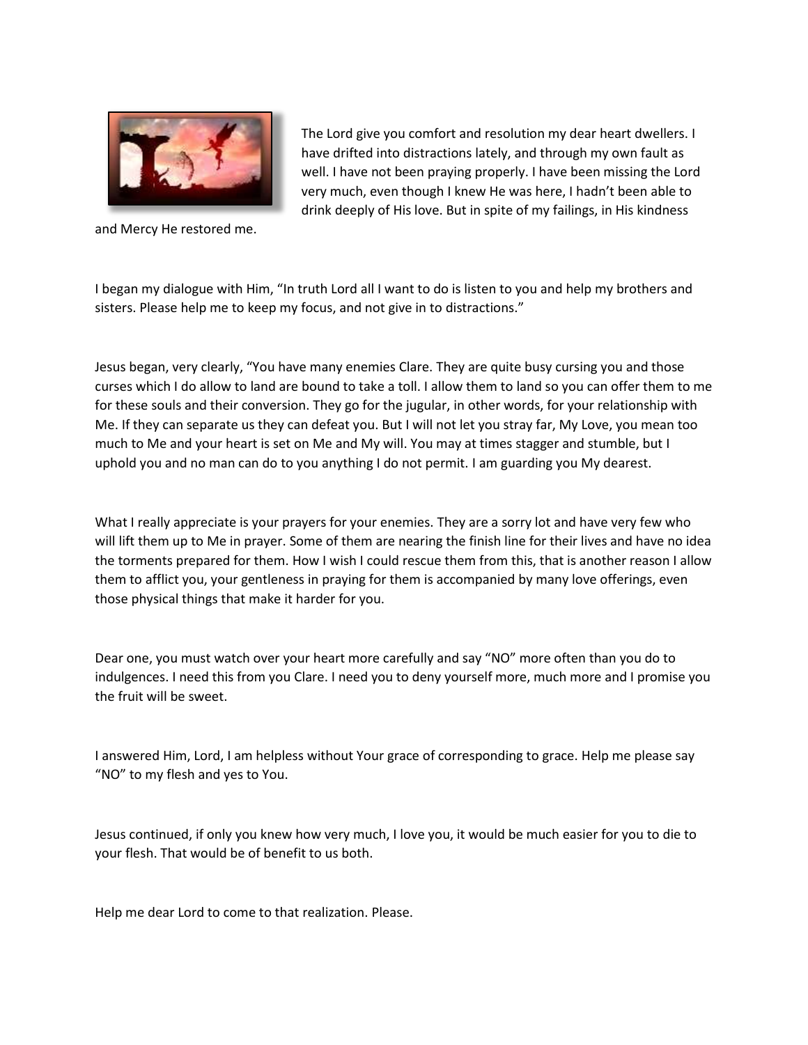The Lord give you comfort and resolution my dear heart dwellers. I have drifted into distractions lately, and through my own fault as well. I have not been praying properly. I have been missing the Lord very much, even though I knew He was here, I hadn't been able to drink deeply of His love. But in spite of my failings, in His kindness and Mercy He restored me.

I began my dialogue with Him, "In truth Lord all I want to do is listen to you and help my brothers and sisters. Please help me to keep my focus, and not give in to distractions."

Jesus began, very clearly, "You have many enemies Clare. They are quite busy cursing you and those curses which I do allow to land are bound to take a toll. I allow them to land so you can offer them to me for these souls and their conversion. They go for the jugular, in other words, for your relationship with Me. If they can separate us they can defeat you. But I will not let you stray far, My Love, you mean too much to Me and your heart is set on Me and My will. You may at times stagger and stumble, but I uphold you and no man can do to you anything I do not permit. I am guarding you My dearest.

What I really appreciate is your prayers for your enemies. They are a sorry lot and have very few who will lift them up to Me in prayer. Some of them are nearing the finish line for their lives and have no idea the torments prepared for them. How I wish I could rescue them from this, that is another reason I allow them to afflict you, your gentleness in praying for them is accompanied by many love offerings, even those physical things that make it harder for you.

Dear one, you must watch over your heart more carefully and say "NO" more often than you do to indulgences. I need this from you Clare. I need you to deny yourself more, much more and I promise you the fruit will be sweet.

I answered Him, Lord, I am helpless without Your grace of corresponding to grace. Help me please say "NO" to my flesh and yes to You.

Jesus continued, if only you knew how very much, I love you, it would be much easier for you to die to your flesh. That would be of benefit to us both.

Help me dear Lord to come to that realization. Please.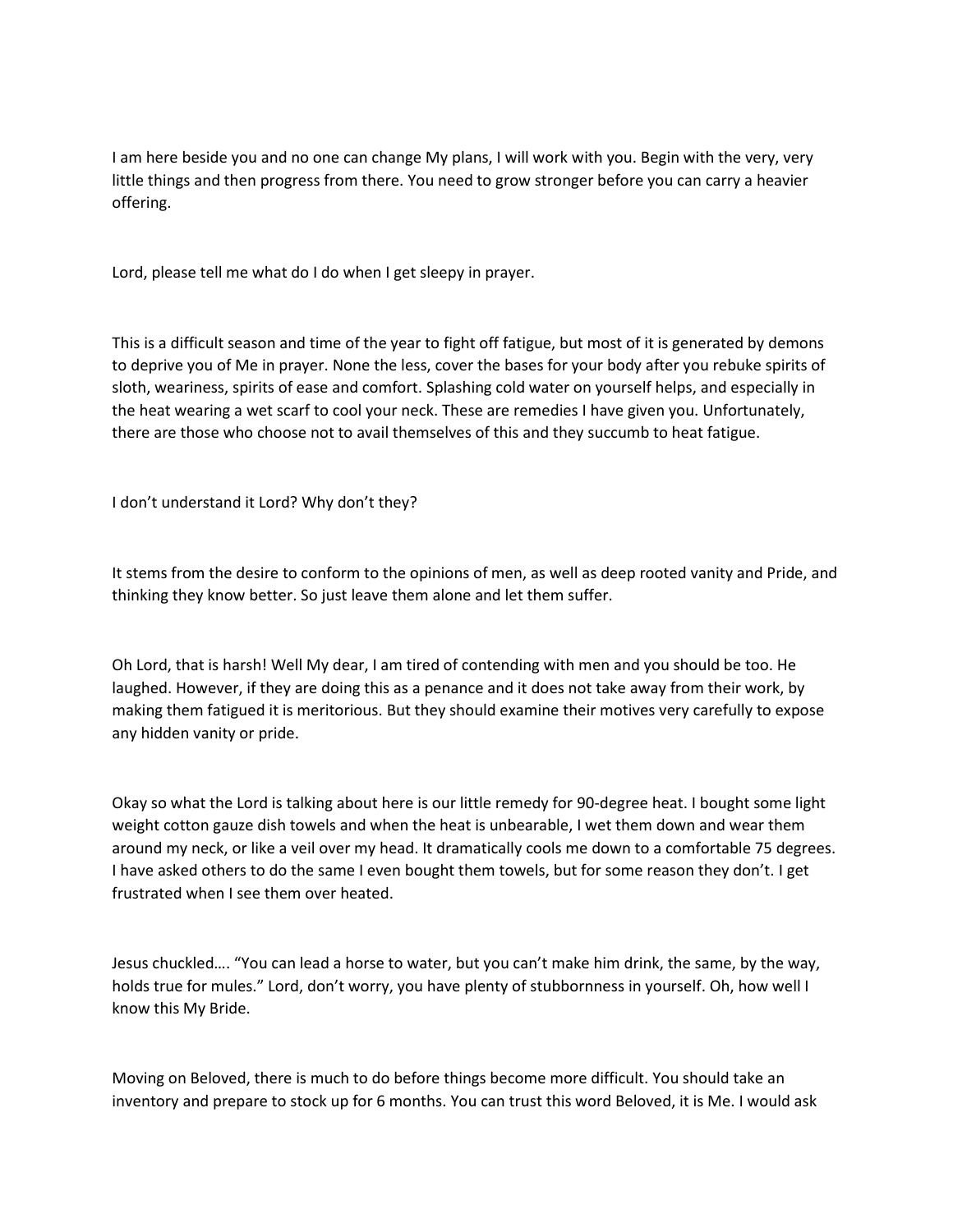I am here beside you and no one can change My plans, I will work with you. Begin with the very, very little things and then progress from there. You need to grow stronger before you can carry a heavier offering.

Lord, please tell me what do I do when I get sleepy in prayer.

This is a difficult season and time of the year to fight off fatigue, but most of it is generated by demons to deprive you of Me in prayer. None the less, cover the bases for your body after you rebuke spirits of sloth, weariness, spirits of ease and comfort. Splashing cold water on yourself helps, and especially in the heat wearing a wet scarf to cool your neck. These are remedies I have given you. Unfortunately, there are those who choose not to avail themselves of this and they succumb to heat fatigue.

I don't understand it Lord? Why don't they?

It stems from the desire to conform to the opinions of men, as well as deep rooted vanity and Pride, and thinking they know better. So just leave them alone and let them suffer.

Oh Lord, that is harsh! Well My dear, I am tired of contending with men and you should be too. He laughed. However, if they are doing this as a penance and it does not take away from their work, by making them fatigued it is meritorious. But they should examine their motives very carefully to expose any hidden vanity or pride.

Okay so what the Lord is talking about here is our little remedy for 90-degree heat. I bought some light weight cotton gauze dish towels and when the heat is unbearable, I wet them down and wear them around my neck, or like a veil over my head. It dramatically cools me down to a comfortable 75 degrees. I have asked others to do the same I even bought them towels, but for some reason they don't. I get frustrated when I see them over heated.

Jesus chuckled…. "You can lead a horse to water, but you can't make him drink, the same, by the way, holds true for mules." Lord, don't worry, you have plenty of stubbornness in yourself. Oh, how well I know this My Bride.

Moving on Beloved, there is much to do before things become more difficult. You should take an inventory and prepare to stock up for 6 months. You can trust this word Beloved, it is Me. I would ask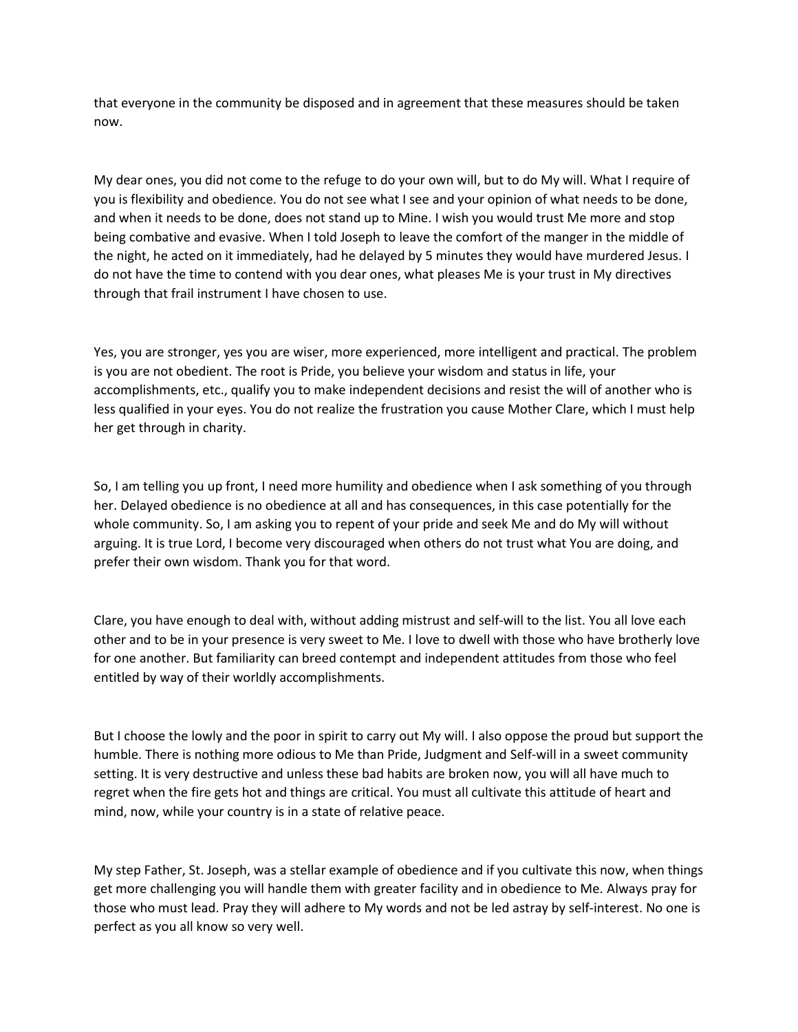that everyone in the community be disposed and in agreement that these measures should be taken now.

My dear ones, you did not come to the refuge to do your own will, but to do My will. What I require of you is flexibility and obedience. You do not see what I see and your opinion of what needs to be done, and when it needs to be done, does not stand up to Mine. I wish you would trust Me more and stop being combative and evasive. When I told Joseph to leave the comfort of the manger in the middle of the night, he acted on it immediately, had he delayed by 5 minutes they would have murdered Jesus. I do not have the time to contend with you dear ones, what pleases Me is your trust in My directives through that frail instrument I have chosen to use.

Yes, you are stronger, yes you are wiser, more experienced, more intelligent and practical. The problem is you are not obedient. The root is Pride, you believe your wisdom and status in life, your accomplishments, etc., qualify you to make independent decisions and resist the will of another who is less qualified in your eyes. You do not realize the frustration you cause Mother Clare, which I must help her get through in charity.

So, I am telling you up front, I need more humility and obedience when I ask something of you through her. Delayed obedience is no obedience at all and has consequences, in this case potentially for the whole community. So, I am asking you to repent of your pride and seek Me and do My will without arguing. It is true Lord, I become very discouraged when others do not trust what You are doing, and prefer their own wisdom. Thank you for that word.

Clare, you have enough to deal with, without adding mistrust and self-will to the list. You all love each other and to be in your presence is very sweet to Me. I love to dwell with those who have brotherly love for one another. But familiarity can breed contempt and independent attitudes from those who feel entitled by way of their worldly accomplishments.

But I choose the lowly and the poor in spirit to carry out My will. I also oppose the proud but support the humble. There is nothing more odious to Me than Pride, Judgment and Self-will in a sweet community setting. It is very destructive and unless these bad habits are broken now, you will all have much to regret when the fire gets hot and things are critical. You must all cultivate this attitude of heart and mind, now, while your country is in a state of relative peace.

My step Father, St. Joseph, was a stellar example of obedience and if you cultivate this now, when things get more challenging you will handle them with greater facility and in obedience to Me. Always pray for those who must lead. Pray they will adhere to My words and not be led astray by self-interest. No one is perfect as you all know so very well.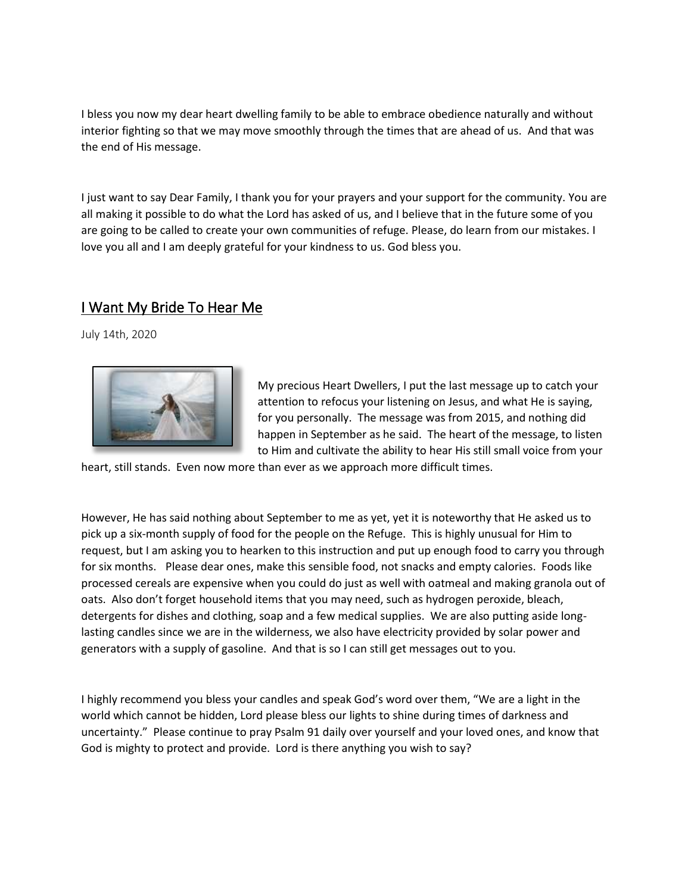I bless you now my dear heart dwelling family to be able to embrace obedience naturally and without interior fighting so that we may move smoothly through the times that are ahead of us. And that was the end of His message.

I just want to say Dear Family, I thank you for your prayers and your support for the community. You are all making it possible to do what the Lord has asked of us, and I believe that in the future some of you are going to be called to create your own communities of refuge. Please, do learn from our mistakes. I love you all and I am deeply grateful for your kindness to us. God bless you.

## I Want My Bride To Hear Me

July 14th, 2020

My precious Heart Dwellers, I put the last message up to catch your attention to refocus your listening on Jesus, and what He is saying, for you personally. The message was from 2015, and nothing did happen in September as he said. The heart of the message, to listen to Him and cultivate the ability to hear His still small voice from your heart, still stands. Even now more than ever as we approach more difficult times.

However, He has said nothing about September to me as yet, yet it is noteworthy that He asked us to pick up a six-month supply of food for the people on the Refuge. This is highly unusual for Him to request, but I am asking you to hearken to this instruction and put up enough food to carry you through for six months. Please dear ones, make this sensible food, not snacks and empty calories. Foods like processed cereals are expensive when you could do just as well with oatmeal and making granola out of oats. Also don't forget household items that you may need, such as hydrogen peroxide, bleach, detergents for dishes and clothing, soap and a few medical supplies. We are also putting aside long-lasting candles since we are in the wilderness, we also have electricity provided by solar power and generators with a supply of gasoline. And that is so I can still get messages out to you.

I highly recommend you bless your candles and speak God's word over them, "We are a light in the world which cannot be hidden, Lord please bless our lights to shine during times of darkness and uncertainty." Please continue to pray Psalm 91 daily over yourself and your loved ones, and know that God is mighty to protect and provide. Lord is there anything you wish to say?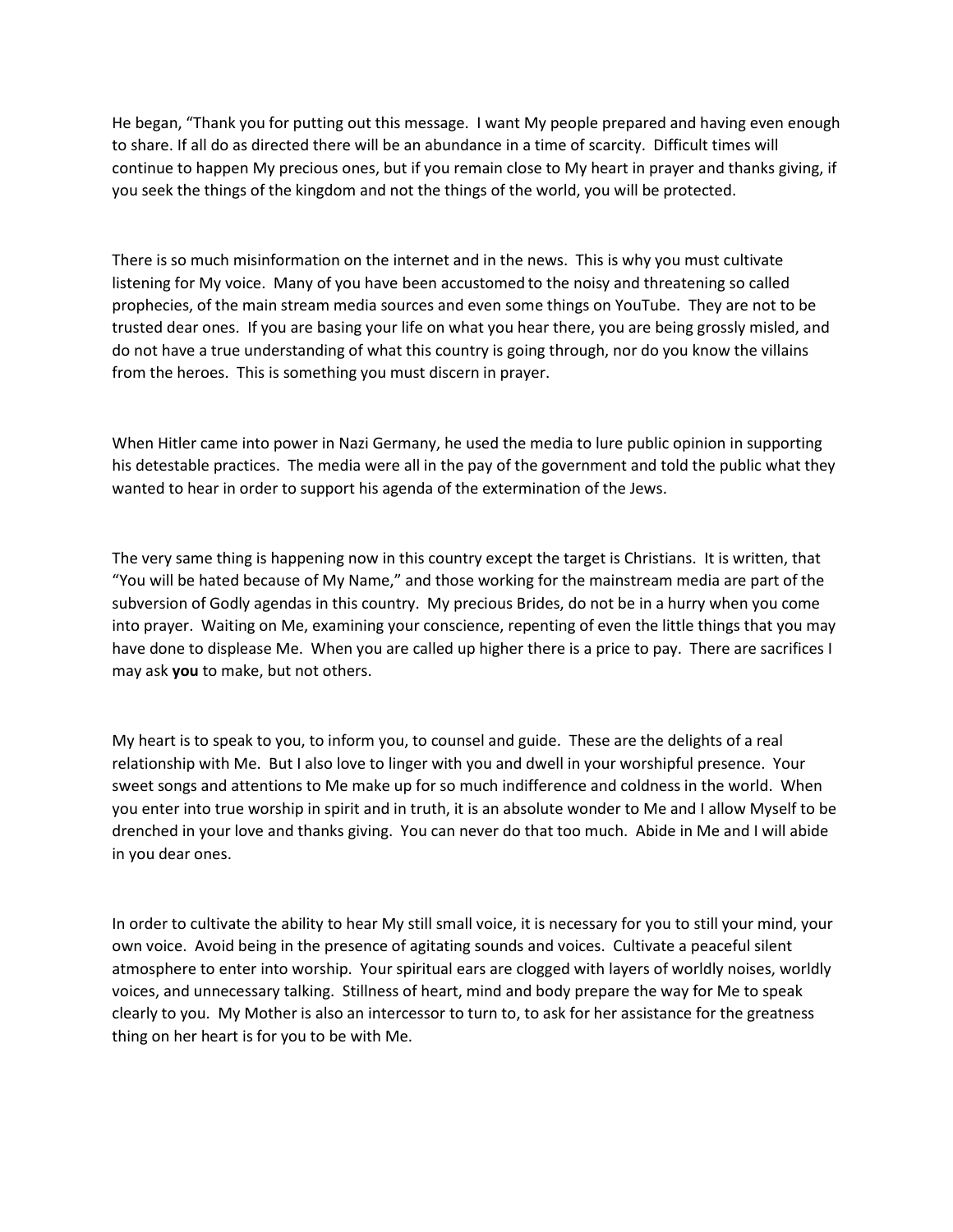He began, "Thank you for putting out this message. I want My people prepared and having even enough to share. If all do as directed there will be an abundance in a time of scarcity. Difficult times will continue to happen My precious ones, but if you remain close to My heart in prayer and thanks giving, if you seek the things of the kingdom and not the things of the world, you will be protected.

There is so much misinformation on the internet and in the news. This is why you must cultivate listening for My voice. Many of you have been accustomed to the noisy and threatening so called prophecies, of the main stream media sources and even some things on YouTube. They are not to be trusted dear ones. If you are basing your life on what you hear there, you are being grossly misled, and do not have a true understanding of what this country is going through, nor do you know the villains from the heroes. This is something you must discern in prayer.

When Hitler came into power in Nazi Germany, he used the media to lure public opinion in supporting his detestable practices. The media were all in the pay of the government and told the public what they wanted to hear in order to support his agenda of the extermination of the Jews.

The very same thing is happening now in this country except the target is Christians. It is written, that "You will be hated because of My Name," and those working for the mainstream media are part of the subversion of Godly agendas in this country. My precious Brides, do not be in a hurry when you come into prayer. Waiting on Me, examining your conscience, repenting of even the little things that you may have done to displease Me. When you are called up higher there is a price to pay. There are sacrifices I may ask **you** to make, but not others.

My heart is to speak to you, to inform you, to counsel and guide. These are the delights of a real relationship with Me. But I also love to linger with you and dwell in your worshipful presence. Your sweet songs and attentions to Me make up for so much indifference and coldness in the world. When you enter into true worship in spirit and in truth, it is an absolute wonder to Me and I allow Myself to be drenched in your love and thanks giving. You can never do that too much. Abide in Me and I will abide in you dear ones.

In order to cultivate the ability to hear My still small voice, it is necessary for you to still your mind, your own voice. Avoid being in the presence of agitating sounds and voices. Cultivate a peaceful silent atmosphere to enter into worship. Your spiritual ears are clogged with layers of worldly noises, worldly voices, and unnecessary talking. Stillness of heart, mind and body prepare the way for Me to speak clearly to you. My Mother is also an intercessor to turn to, to ask for her assistance for the greatness thing on her heart is for you to be with Me.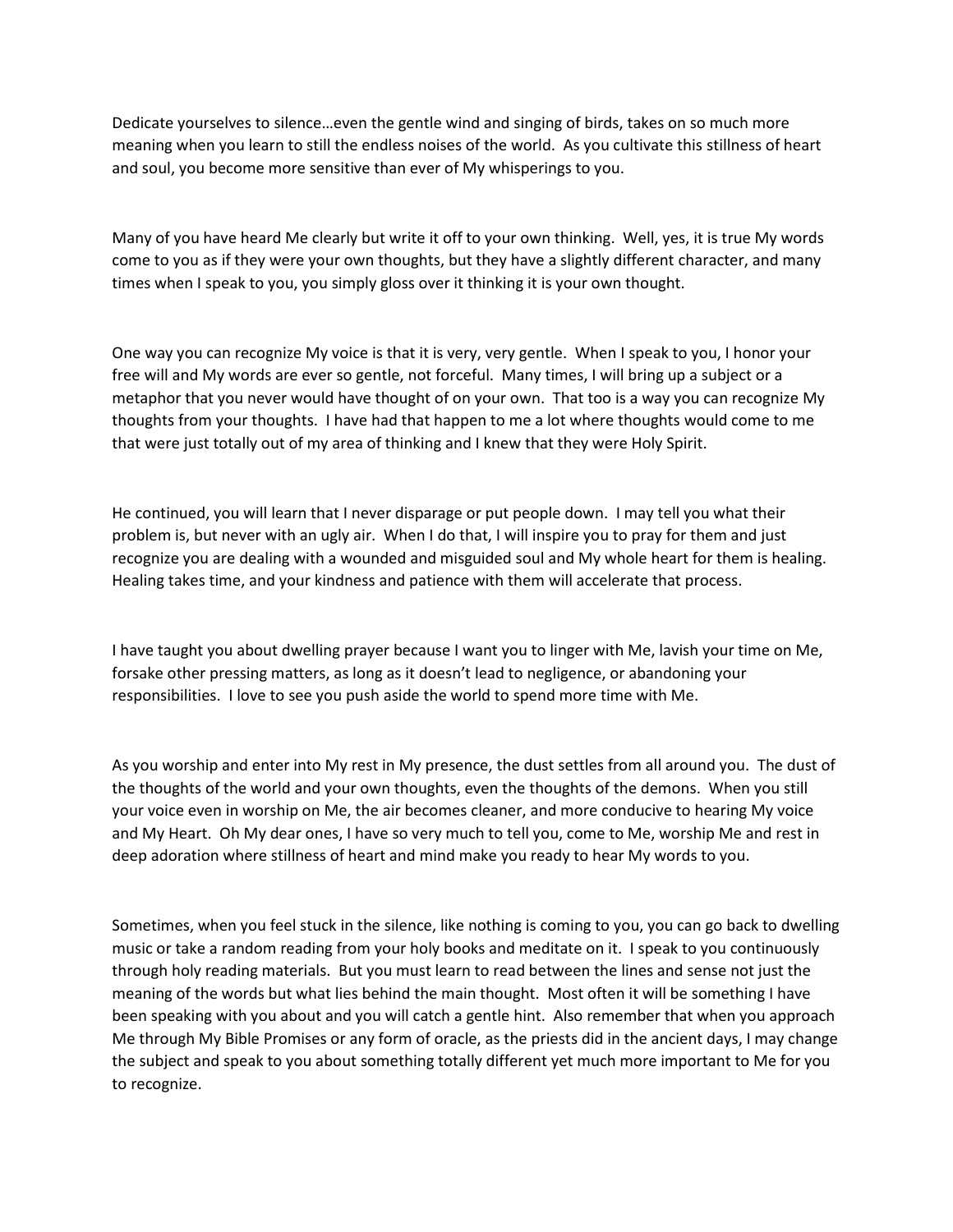Dedicate yourselves to silence…even the gentle wind and singing of birds, takes on so much more meaning when you learn to still the endless noises of the world. As you cultivate this stillness of heart and soul, you become more sensitive than ever of My whisperings to you.

Many of you have heard Me clearly but write it off to your own thinking. Well, yes, it is true My words come to you as if they were your own thoughts, but they have a slightly different character, and many times when I speak to you, you simply gloss over it thinking it is your own thought.

One way you can recognize My voice is that it is very, very gentle. When I speak to you, I honor your free will and My words are ever so gentle, not forceful. Many times, I will bring up a subject or a metaphor that you never would have thought of on your own. That too is a way you can recognize My thoughts from your thoughts. I have had that happen to me a lot where thoughts would come to me that were just totally out of my area of thinking and I knew that they were Holy Spirit.

He continued, you will learn that I never disparage or put people down. I may tell you what their problem is, but never with an ugly air. When I do that, I will inspire you to pray for them and just recognize you are dealing with a wounded and misguided soul and My whole heart for them is healing. Healing takes time, and your kindness and patience with them will accelerate that process.

I have taught you about dwelling prayer because I want you to linger with Me, lavish your time on Me, forsake other pressing matters, as long as it doesn't lead to negligence, or abandoning your responsibilities. I love to see you push aside the world to spend more time with Me.

As you worship and enter into My rest in My presence, the dust settles from all around you. The dust of the thoughts of the world and your own thoughts, even the thoughts of the demons. When you still your voice even in worship on Me, the air becomes cleaner, and more conducive to hearing My voice and My Heart. Oh My dear ones, I have so very much to tell you, come to Me, worship Me and rest in deep adoration where stillness of heart and mind make you ready to hear My words to you.

Sometimes, when you feel stuck in the silence, like nothing is coming to you, you can go back to dwelling music or take a random reading from your holy books and meditate on it. I speak to you continuously through holy reading materials. But you must learn to read between the lines and sense not just the meaning of the words but what lies behind the main thought. Most often it will be something I have been speaking with you about and you will catch a gentle hint. Also remember that when you approach Me through My Bible Promises or any form of oracle, as the priests did in the ancient days, I may change the subject and speak to you about something totally different yet much more important to Me for you to recognize.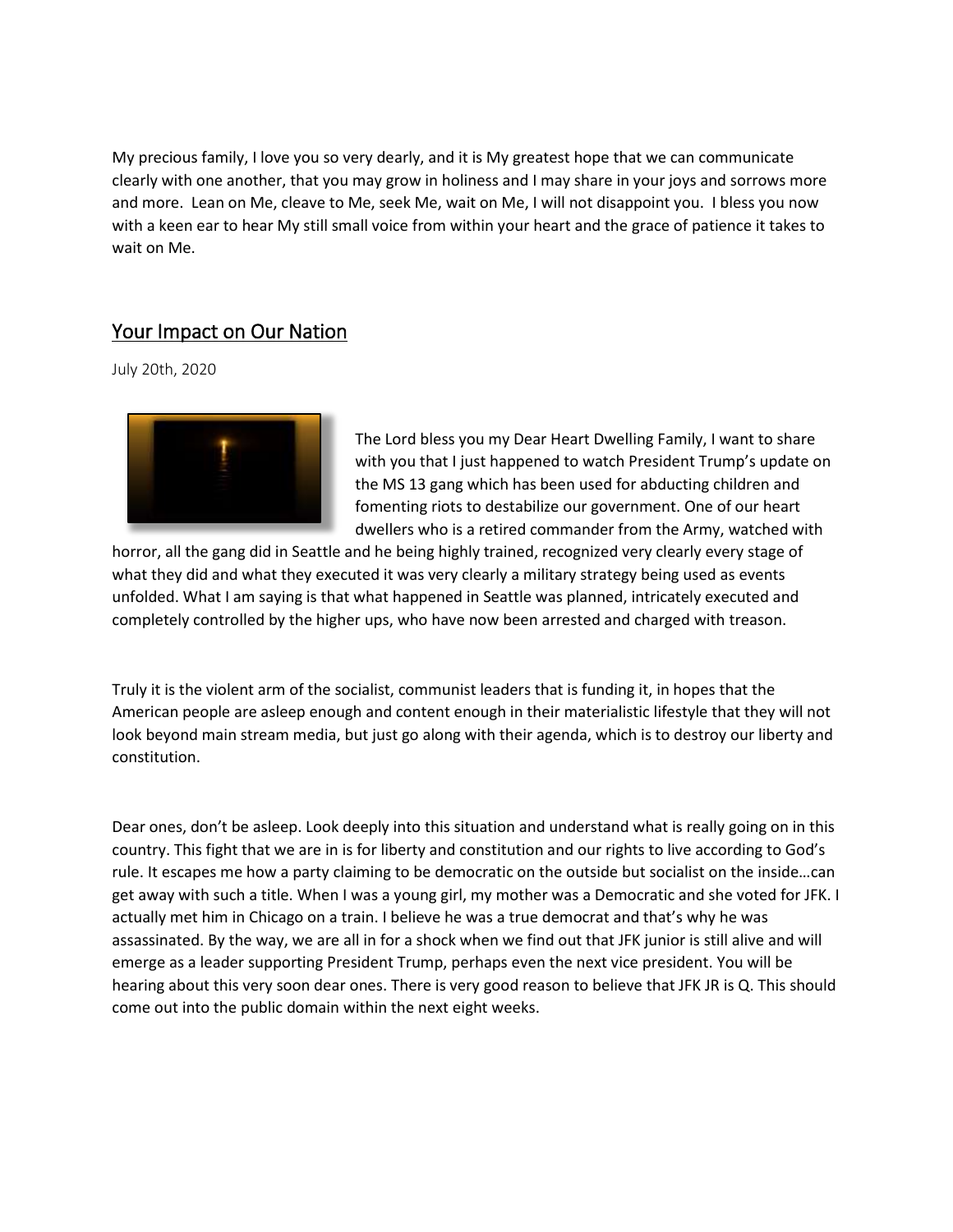My precious family, I love you so very dearly, and it is My greatest hope that we can communicate clearly with one another, that you may grow in holiness and I may share in your joys and sorrows more and more. Lean on Me, cleave to Me, seek Me, wait on Me, I will not disappoint you. I bless you now with a keen ear to hear My still small voice from within your heart and the grace of patience it takes to wait on Me.

## Your Impact on Our Nation

July 20th, 2020

The Lord bless you my Dear Heart Dwelling Family, I want to share with you that I just happened to watch President Trump's update on the MS 13 gang which has been used for abducting children and fomenting riots to destabilize our government. One of our heart dwellers who is a retired commander from the Army, watched with horror, all the gang did in Seattle and he being highly trained, recognized very clearly every stage of what they did and what they executed it was very clearly a military strategy being used as events unfolded. What I am saying is that what happened in Seattle was planned, intricately executed and completely controlled by the higher ups, who have now been arrested and charged with treason.

Truly it is the violent arm of the socialist, communist leaders that is funding it, in hopes that the American people are asleep enough and content enough in their materialistic lifestyle that they will not look beyond main stream media, but just go along with their agenda, which is to destroy our liberty and constitution.

Dear ones, don't be asleep. Look deeply into this situation and understand what is really going on in this country. This fight that we are in is for liberty and constitution and our rights to live according to God's rule. It escapes me how a party claiming to be democratic on the outside but socialist on the inside…can get away with such a title. When I was a young girl, my mother was a Democratic and she voted for JFK. I actually met him in Chicago on a train. I believe he was a true democrat and that's why he was assassinated. By the way, we are all in for a shock when we find out that JFK junior is still alive and will emerge as a leader supporting President Trump, perhaps even the next vice president. You will be hearing about this very soon dear ones. There is very good reason to believe that JFK JR is Q. This should come out into the public domain within the next eight weeks.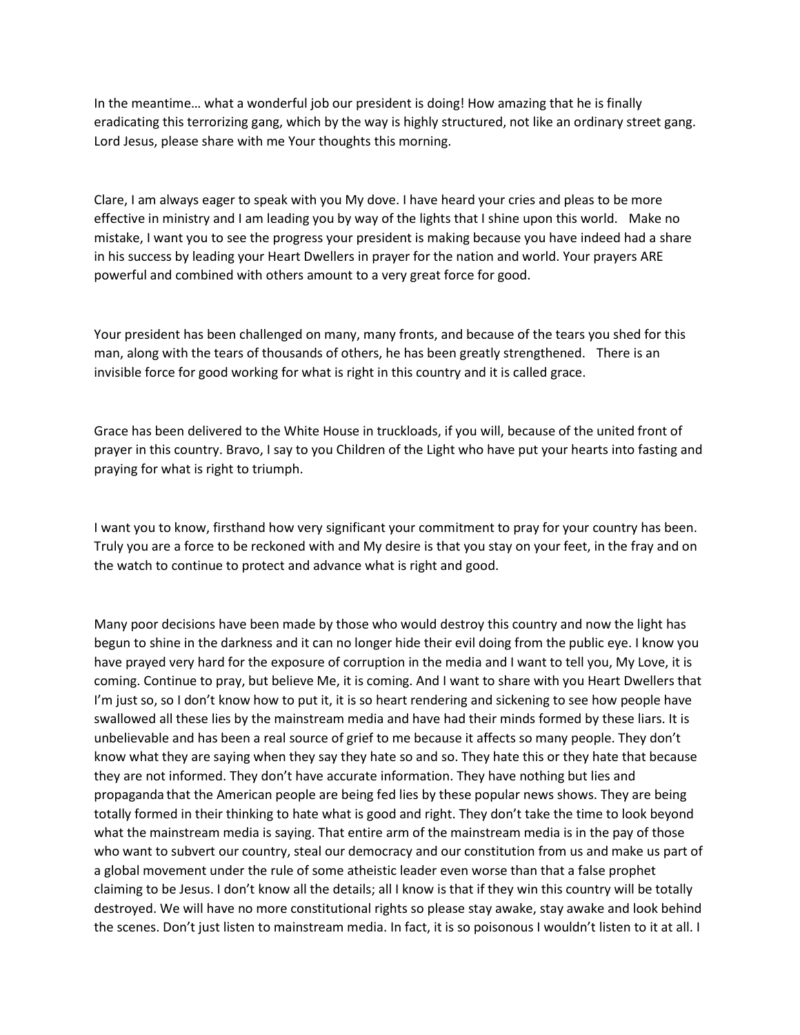In the meantime… what a wonderful job our president is doing! How amazing that he is finally eradicating this terrorizing gang, which by the way is highly structured, not like an ordinary street gang. Lord Jesus, please share with me Your thoughts this morning.

Clare, I am always eager to speak with you My dove. I have heard your cries and pleas to be more effective in ministry and I am leading you by way of the lights that I shine upon this world.   Make no mistake, I want you to see the progress your president is making because you have indeed had a share in his success by leading your Heart Dwellers in prayer for the nation and world. Your prayers ARE powerful and combined with others amount to a very great force for good.

Your president has been challenged on many, many fronts, and because of the tears you shed for this man, along with the tears of thousands of others, he has been greatly strengthened.   There is an invisible force for good working for what is right in this country and it is called grace.

Grace has been delivered to the White House in truckloads, if you will, because of the united front of prayer in this country. Bravo, I say to you Children of the Light who have put your hearts into fasting and praying for what is right to triumph.

I want you to know, firsthand how very significant your commitment to pray for your country has been. Truly you are a force to be reckoned with and My desire is that you stay on your feet, in the fray and on the watch to continue to protect and advance what is right and good.

Many poor decisions have been made by those who would destroy this country and now the light has begun to shine in the darkness and it can no longer hide their evil doing from the public eye. I know you have prayed very hard for the exposure of corruption in the media and I want to tell you, My Love, it is coming. Continue to pray, but believe Me, it is coming. And I want to share with you Heart Dwellers that I'm just so, so I don't know how to put it, it is so heart rendering and sickening to see how people have swallowed all these lies by the mainstream media and have had their minds formed by these liars. It is unbelievable and has been a real source of grief to me because it affects so many people. They don't know what they are saying when they say they hate so and so. They hate this or they hate that because they are not informed. They don't have accurate information. They have nothing but lies and propaganda that the American people are being fed lies by these popular news shows. They are being totally formed in their thinking to hate what is good and right. They don't take the time to look beyond what the mainstream media is saying. That entire arm of the mainstream media is in the pay of those who want to subvert our country, steal our democracy and our constitution from us and make us part of a global movement under the rule of some atheistic leader even worse than that a false prophet claiming to be Jesus. I don't know all the details; all I know is that if they win this country will be totally destroyed. We will have no more constitutional rights so please stay awake, stay awake and look behind the scenes. Don't just listen to mainstream media. In fact, it is so poisonous I wouldn't listen to it at all. I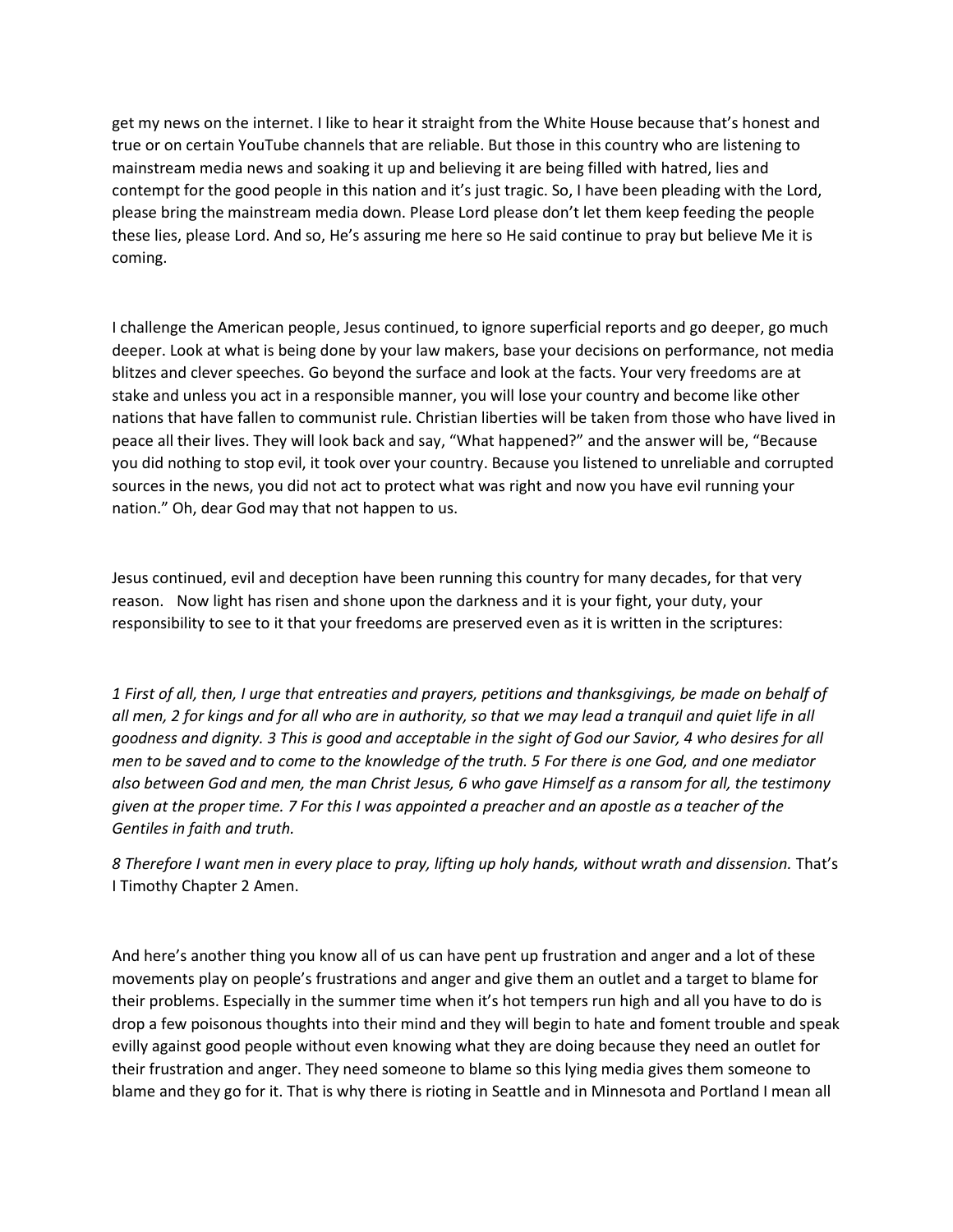get my news on the internet. I like to hear it straight from the White House because that's honest and true or on certain YouTube channels that are reliable. But those in this country who are listening to mainstream media news and soaking it up and believing it are being filled with hatred, lies and contempt for the good people in this nation and it's just tragic. So, I have been pleading with the Lord, please bring the mainstream media down. Please Lord please don't let them keep feeding the people these lies, please Lord. And so, He's assuring me here so He said continue to pray but believe Me it is coming.

I challenge the American people, Jesus continued, to ignore superficial reports and go deeper, go much deeper. Look at what is being done by your law makers, base your decisions on performance, not media blitzes and clever speeches. Go beyond the surface and look at the facts. Your very freedoms are at stake and unless you act in a responsible manner, you will lose your country and become like other nations that have fallen to communist rule. Christian liberties will be taken from those who have lived in peace all their lives. They will look back and say, "What happened?" and the answer will be, "Because you did nothing to stop evil, it took over your country. Because you listened to unreliable and corrupted sources in the news, you did not act to protect what was right and now you have evil running your nation." Oh, dear God may that not happen to us.

Jesus continued, evil and deception have been running this country for many decades, for that very reason. Now light has risen and shone upon the darkness and it is your fight, your duty, your responsibility to see to it that your freedoms are preserved even as it is written in the scriptures:

*1 First of all, then, I urge that entreaties and prayers, petitions and thanksgivings, be made on behalf of all men, 2 for kings and for all who are in authority, so that we may lead a tranquil and quiet life in all goodness and dignity. 3 This is good and acceptable in the sight of God our Savior, 4 who desires for all men to be saved and to come to the knowledge of the truth. 5 For there is one God, and one mediator also between God and men, the man Christ Jesus, 6 who gave Himself as a ransom for all, the testimony given at the proper time. 7 For this I was appointed a preacher and an apostle as a teacher of the Gentiles in faith and truth.*

*8 Therefore I want men in every place to pray, lifting up holy hands, without wrath and dissension.* That's I Timothy Chapter 2 Amen.

And here's another thing you know all of us can have pent up frustration and anger and a lot of these movements play on people's frustrations and anger and give them an outlet and a target to blame for their problems. Especially in the summer time when it's hot tempers run high and all you have to do is drop a few poisonous thoughts into their mind and they will begin to hate and foment trouble and speak evilly against good people without even knowing what they are doing because they need an outlet for their frustration and anger. They need someone to blame so this lying media gives them someone to blame and they go for it. That is why there is rioting in Seattle and in Minnesota and Portland I mean all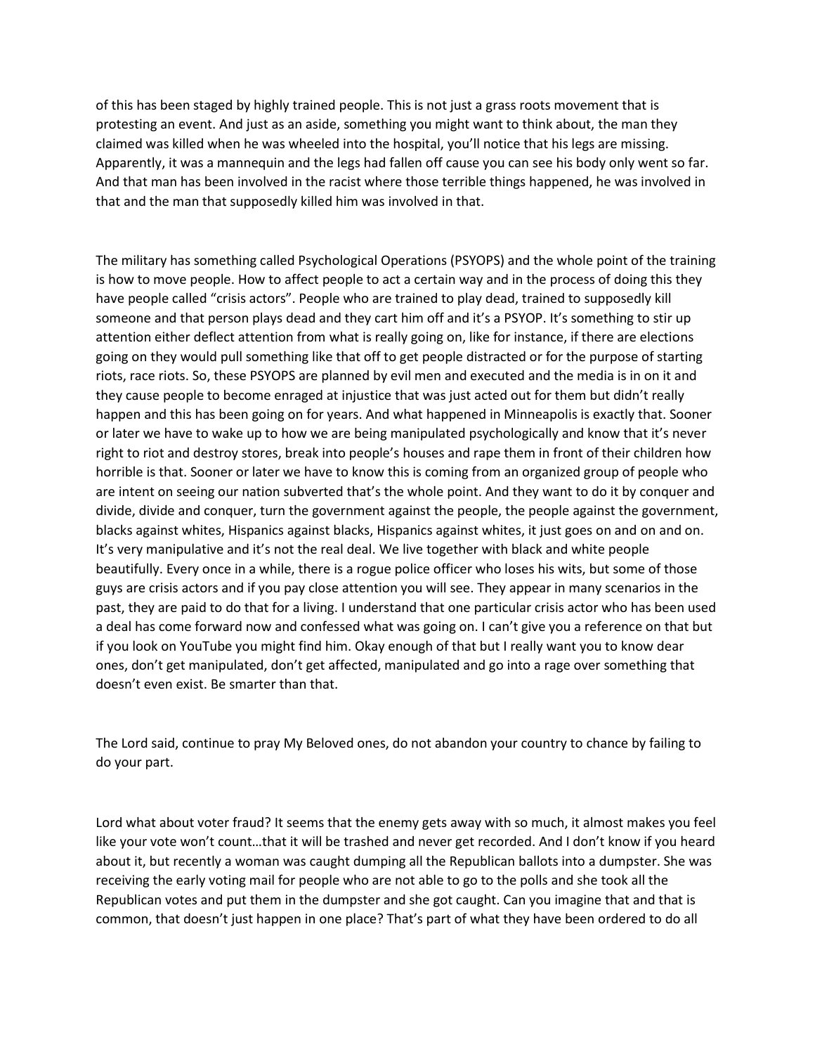of this has been staged by highly trained people. This is not just a grass roots movement that is protesting an event. And just as an aside, something you might want to think about, the man they claimed was killed when he was wheeled into the hospital, you'll notice that his legs are missing. Apparently, it was a mannequin and the legs had fallen off cause you can see his body only went so far. And that man has been involved in the racist where those terrible things happened, he was involved in that and the man that supposedly killed him was involved in that.

The military has something called Psychological Operations (PSYOPS) and the whole point of the training is how to move people. How to affect people to act a certain way and in the process of doing this they have people called "crisis actors". People who are trained to play dead, trained to supposedly kill someone and that person plays dead and they cart him off and it's a PSYOP. It's something to stir up attention either deflect attention from what is really going on, like for instance, if there are elections going on they would pull something like that off to get people distracted or for the purpose of starting riots, race riots. So, these PSYOPS are planned by evil men and executed and the media is in on it and they cause people to become enraged at injustice that was just acted out for them but didn't really happen and this has been going on for years. And what happened in Minneapolis is exactly that. Sooner or later we have to wake up to how we are being manipulated psychologically and know that it's never right to riot and destroy stores, break into people's houses and rape them in front of their children how horrible is that. Sooner or later we have to know this is coming from an organized group of people who are intent on seeing our nation subverted that's the whole point. And they want to do it by conquer and divide, divide and conquer, turn the government against the people, the people against the government, blacks against whites, Hispanics against blacks, Hispanics against whites, it just goes on and on and on. It's very manipulative and it's not the real deal. We live together with black and white people beautifully. Every once in a while, there is a rogue police officer who loses his wits, but some of those guys are crisis actors and if you pay close attention you will see. They appear in many scenarios in the past, they are paid to do that for a living. I understand that one particular crisis actor who has been used a deal has come forward now and confessed what was going on. I can't give you a reference on that but if you look on YouTube you might find him. Okay enough of that but I really want you to know dear ones, don't get manipulated, don't get affected, manipulated and go into a rage over something that doesn't even exist. Be smarter than that.

The Lord said, continue to pray My Beloved ones, do not abandon your country to chance by failing to do your part.

Lord what about voter fraud? It seems that the enemy gets away with so much, it almost makes you feel like your vote won't count…that it will be trashed and never get recorded. And I don't know if you heard about it, but recently a woman was caught dumping all the Republican ballots into a dumpster. She was receiving the early voting mail for people who are not able to go to the polls and she took all the Republican votes and put them in the dumpster and she got caught. Can you imagine that and that is common, that doesn't just happen in one place? That's part of what they have been ordered to do all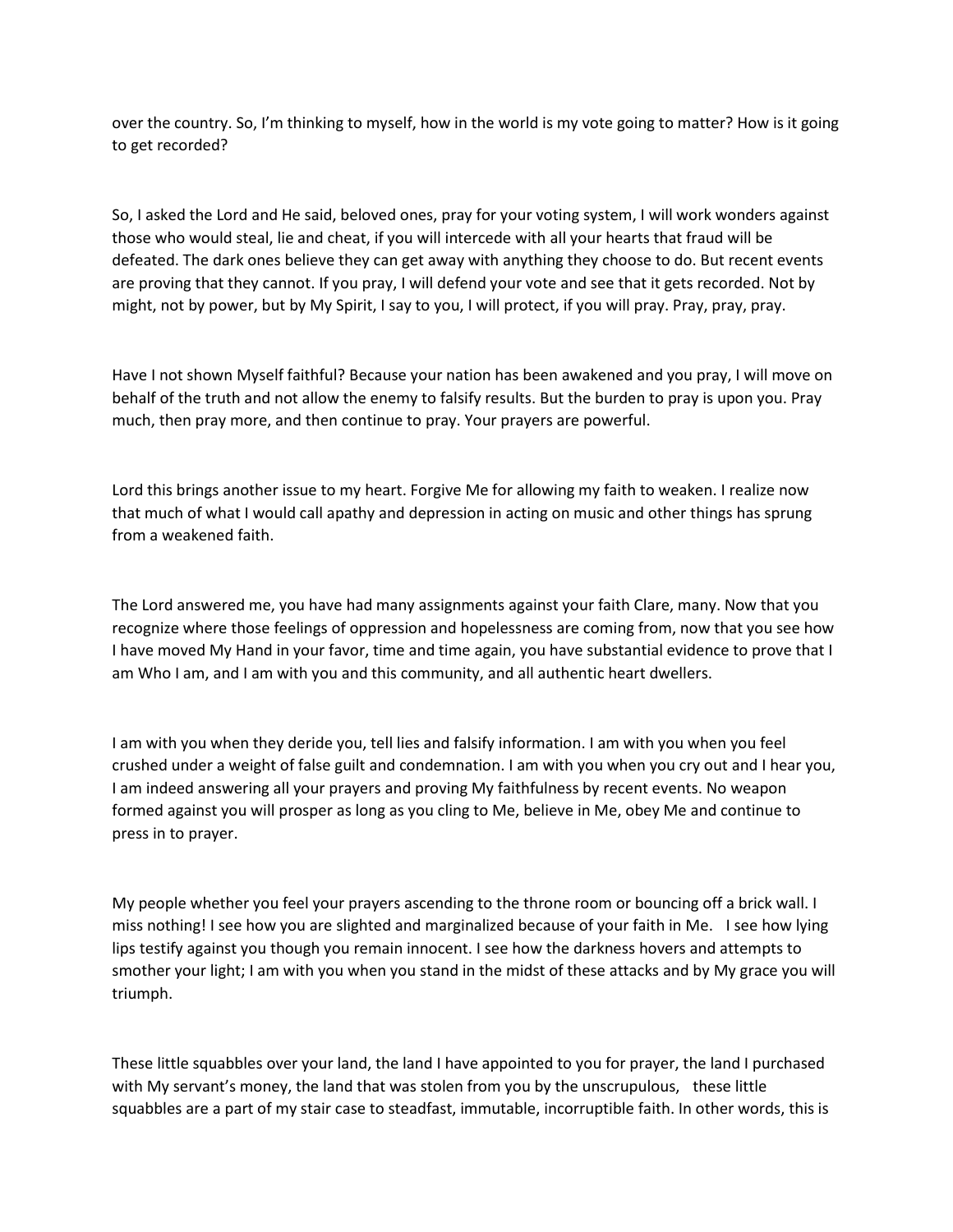over the country. So, I'm thinking to myself, how in the world is my vote going to matter? How is it going to get recorded?

So, I asked the Lord and He said, beloved ones, pray for your voting system, I will work wonders against those who would steal, lie and cheat, if you will intercede with all your hearts that fraud will be defeated. The dark ones believe they can get away with anything they choose to do. But recent events are proving that they cannot. If you pray, I will defend your vote and see that it gets recorded. Not by might, not by power, but by My Spirit, I say to you, I will protect, if you will pray. Pray, pray, pray.

Have I not shown Myself faithful? Because your nation has been awakened and you pray, I will move on behalf of the truth and not allow the enemy to falsify results. But the burden to pray is upon you. Pray much, then pray more, and then continue to pray. Your prayers are powerful.

Lord this brings another issue to my heart. Forgive Me for allowing my faith to weaken. I realize now that much of what I would call apathy and depression in acting on music and other things has sprung from a weakened faith.

The Lord answered me, you have had many assignments against your faith Clare, many. Now that you recognize where those feelings of oppression and hopelessness are coming from, now that you see how I have moved My Hand in your favor, time and time again, you have substantial evidence to prove that I am Who I am, and I am with you and this community, and all authentic heart dwellers.

I am with you when they deride you, tell lies and falsify information. I am with you when you feel crushed under a weight of false guilt and condemnation. I am with you when you cry out and I hear you, I am indeed answering all your prayers and proving My faithfulness by recent events. No weapon formed against you will prosper as long as you cling to Me, believe in Me, obey Me and continue to press in to prayer.

My people whether you feel your prayers ascending to the throne room or bouncing off a brick wall. I miss nothing! I see how you are slighted and marginalized because of your faith in Me. I see how lying lips testify against you though you remain innocent. I see how the darkness hovers and attempts to smother your light; I am with you when you stand in the midst of these attacks and by My grace you will triumph.

These little squabbles over your land, the land I have appointed to you for prayer, the land I purchased with My servant's money, the land that was stolen from you by the unscrupulous, these little squabbles are a part of my stair case to steadfast, immutable, incorruptible faith. In other words, this is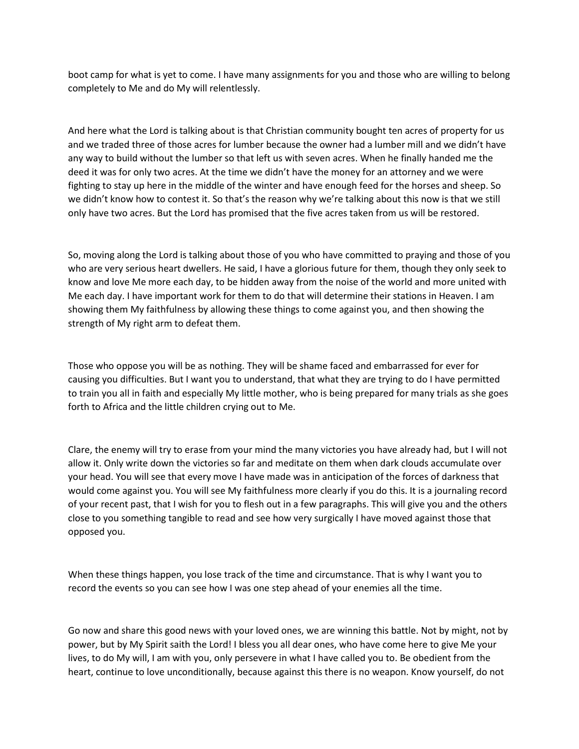boot camp for what is yet to come. I have many assignments for you and those who are willing to belong completely to Me and do My will relentlessly.

And here what the Lord is talking about is that Christian community bought ten acres of property for us and we traded three of those acres for lumber because the owner had a lumber mill and we didn't have any way to build without the lumber so that left us with seven acres. When he finally handed me the deed it was for only two acres. At the time we didn't have the money for an attorney and we were fighting to stay up here in the middle of the winter and have enough feed for the horses and sheep. So we didn't know how to contest it. So that's the reason why we're talking about this now is that we still only have two acres. But the Lord has promised that the five acres taken from us will be restored.

So, moving along the Lord is talking about those of you who have committed to praying and those of you who are very serious heart dwellers. He said, I have a glorious future for them, though they only seek to know and love Me more each day, to be hidden away from the noise of the world and more united with Me each day. I have important work for them to do that will determine their stations in Heaven. I am showing them My faithfulness by allowing these things to come against you, and then showing the strength of My right arm to defeat them.

Those who oppose you will be as nothing. They will be shame faced and embarrassed for ever for causing you difficulties. But I want you to understand, that what they are trying to do I have permitted to train you all in faith and especially My little mother, who is being prepared for many trials as she goes forth to Africa and the little children crying out to Me.

Clare, the enemy will try to erase from your mind the many victories you have already had, but I will not allow it. Only write down the victories so far and meditate on them when dark clouds accumulate over your head. You will see that every move I have made was in anticipation of the forces of darkness that would come against you. You will see My faithfulness more clearly if you do this. It is a journaling record of your recent past, that I wish for you to flesh out in a few paragraphs. This will give you and the others close to you something tangible to read and see how very surgically I have moved against those that opposed you.

When these things happen, you lose track of the time and circumstance. That is why I want you to record the events so you can see how I was one step ahead of your enemies all the time.

Go now and share this good news with your loved ones, we are winning this battle. Not by might, not by power, but by My Spirit saith the Lord! I bless you all dear ones, who have come here to give Me your lives, to do My will, I am with you, only persevere in what I have called you to. Be obedient from the heart, continue to love unconditionally, because against this there is no weapon. Know yourself, do not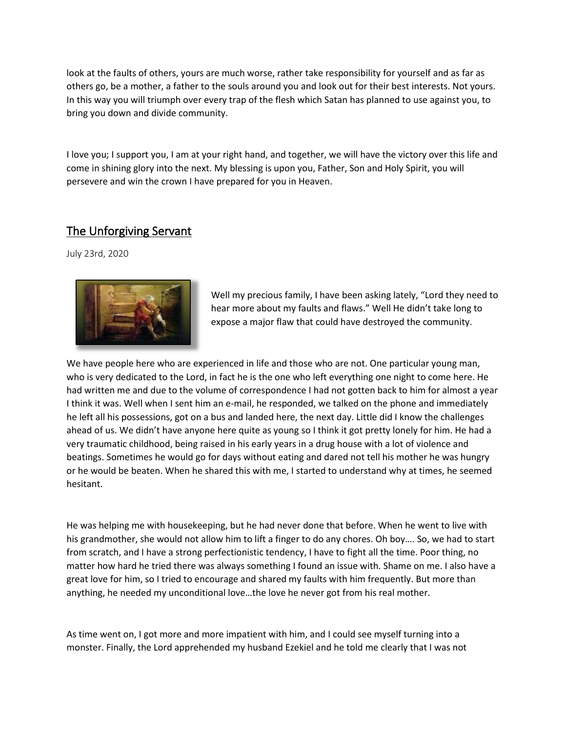look at the faults of others, yours are much worse, rather take responsibility for yourself and as far as others go, be a mother, a father to the souls around you and look out for their best interests. Not yours. In this way you will triumph over every trap of the flesh which Satan has planned to use against you, to bring you down and divide community.

I love you; I support you, I am at your right hand, and together, we will have the victory over this life and come in shining glory into the next. My blessing is upon you, Father, Son and Holy Spirit, you will persevere and win the crown I have prepared for you in Heaven.

## The Unforgiving Servant

July 23rd, 2020

Well my precious family, I have been asking lately, "Lord they need to hear more about my faults and flaws." Well He didn't take long to expose a major flaw that could have destroyed the community.

We have people here who are experienced in life and those who are not. One particular young man, who is very dedicated to the Lord, in fact he is the one who left everything one night to come here. He had written me and due to the volume of correspondence I had not gotten back to him for almost a year I think it was. Well when I sent him an e-mail, he responded, we talked on the phone and immediately he left all his possessions, got on a bus and landed here, the next day. Little did I know the challenges ahead of us. We didn't have anyone here quite as young so I think it got pretty lonely for him. He had a very traumatic childhood, being raised in his early years in a drug house with a lot of violence and beatings. Sometimes he would go for days without eating and dared not tell his mother he was hungry or he would be beaten. When he shared this with me, I started to understand why at times, he seemed hesitant.

He was helping me with housekeeping, but he had never done that before. When he went to live with his grandmother, she would not allow him to lift a finger to do any chores. Oh boy…. So, we had to start from scratch, and I have a strong perfectionistic tendency, I have to fight all the time. Poor thing, no matter how hard he tried there was always something I found an issue with. Shame on me. I also have a great love for him, so I tried to encourage and shared my faults with him frequently. But more than anything, he needed my unconditional love…the love he never got from his real mother.

As time went on, I got more and more impatient with him, and I could see myself turning into a monster. Finally, the Lord apprehended my husband Ezekiel and he told me clearly that I was not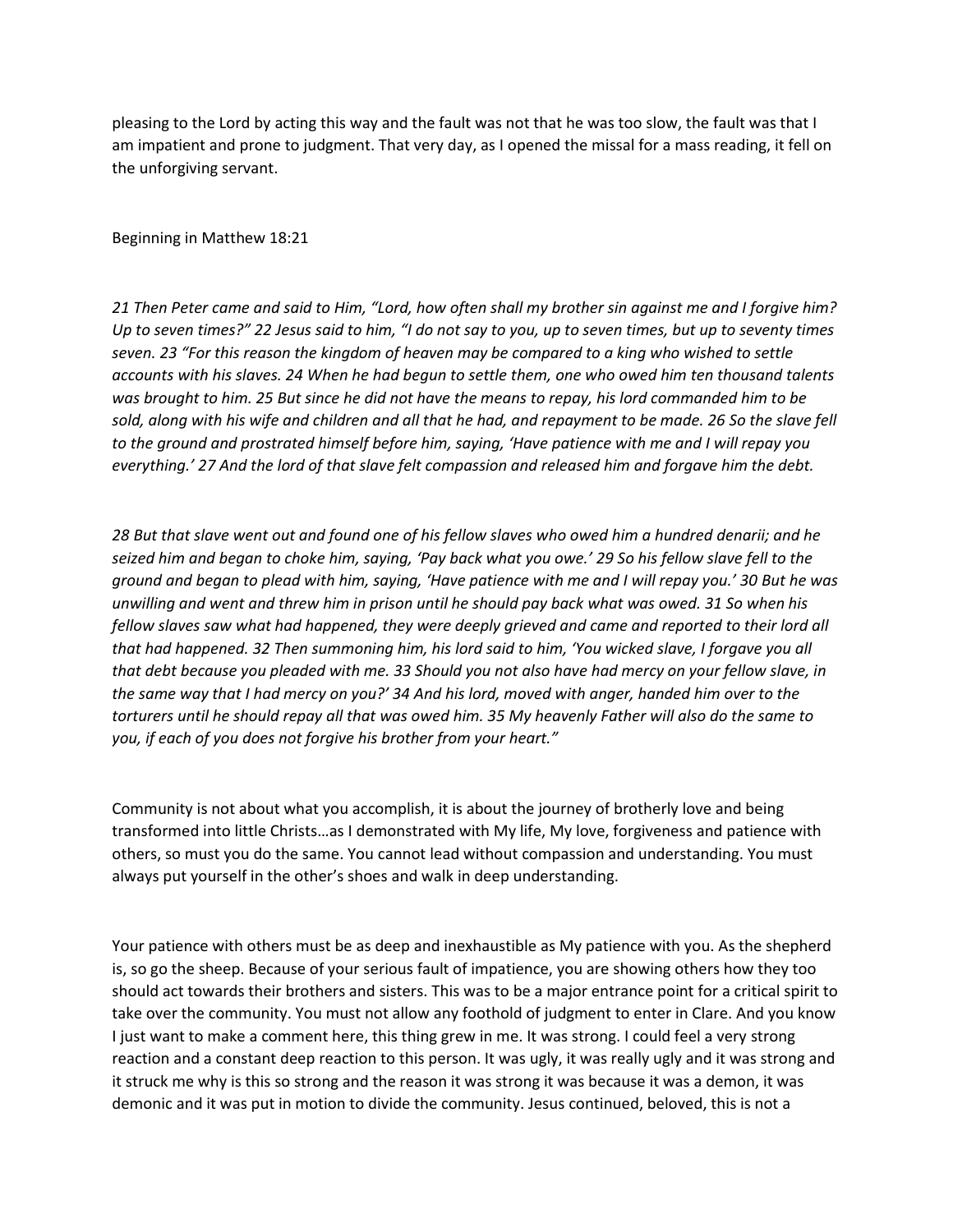pleasing to the Lord by acting this way and the fault was not that he was too slow, the fault was that I am impatient and prone to judgment. That very day, as I opened the missal for a mass reading, it fell on the unforgiving servant.

Beginning in Matthew 18:21

*21 Then Peter came and said to Him, "Lord, how often shall my brother sin against me and I forgive him? Up to seven times?" 22 Jesus said to him, "I do not say to you, up to seven times, but up to seventy times seven. 23 "For this reason the kingdom of heaven may be compared to a king who wished to settle accounts with his slaves. 24 When he had begun to settle them, one who owed him ten thousand talents was brought to him. 25 But since he did not have the means to repay, his lord commanded him to be sold, along with his wife and children and all that he had, and repayment to be made. 26 So the slave fell to the ground and prostrated himself before him, saying, 'Have patience with me and I will repay you everything.' 27 And the lord of that slave felt compassion and released him and forgave him the debt.*

*28 But that slave went out and found one of his fellow slaves who owed him a hundred denarii; and he seized him and began to choke him, saying, 'Pay back what you owe.' 29 So his fellow slave fell to the ground and began to plead with him, saying, 'Have patience with me and I will repay you.' 30 But he was unwilling and went and threw him in prison until he should pay back what was owed. 31 So when his fellow slaves saw what had happened, they were deeply grieved and came and reported to their lord all that had happened. 32 Then summoning him, his lord said to him, 'You wicked slave, I forgave you all that debt because you pleaded with me. 33 Should you not also have had mercy on your fellow slave, in the same way that I had mercy on you?' 34 And his lord, moved with anger, handed him over to the torturers until he should repay all that was owed him. 35 My heavenly Father will also do the same to you, if each of you does not forgive his brother from your heart."*

Community is not about what you accomplish, it is about the journey of brotherly love and being transformed into little Christs…as I demonstrated with My life, My love, forgiveness and patience with others, so must you do the same. You cannot lead without compassion and understanding. You must always put yourself in the other's shoes and walk in deep understanding.

Your patience with others must be as deep and inexhaustible as My patience with you. As the shepherd is, so go the sheep. Because of your serious fault of impatience, you are showing others how they too should act towards their brothers and sisters. This was to be a major entrance point for a critical spirit to take over the community. You must not allow any foothold of judgment to enter in Clare. And you know I just want to make a comment here, this thing grew in me. It was strong. I could feel a very strong reaction and a constant deep reaction to this person. It was ugly, it was really ugly and it was strong and it struck me why is this so strong and the reason it was strong it was because it was a demon, it was demonic and it was put in motion to divide the community. Jesus continued, beloved, this is not a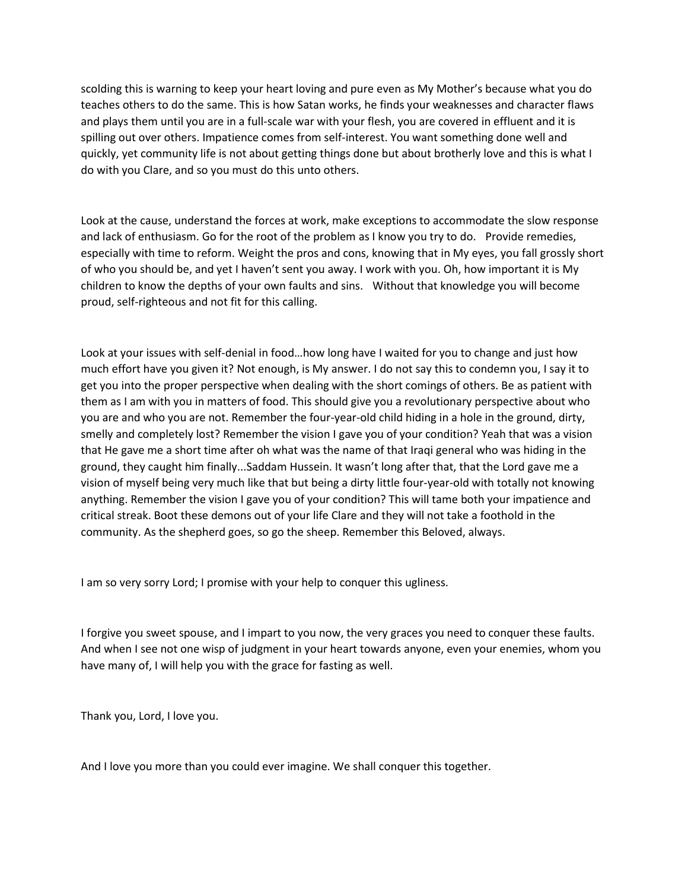scolding this is warning to keep your heart loving and pure even as My Mother's because what you do teaches others to do the same. This is how Satan works, he finds your weaknesses and character flaws and plays them until you are in a full-scale war with your flesh, you are covered in effluent and it is spilling out over others. Impatience comes from self-interest. You want something done well and quickly, yet community life is not about getting things done but about brotherly love and this is what I do with you Clare, and so you must do this unto others.

Look at the cause, understand the forces at work, make exceptions to accommodate the slow response and lack of enthusiasm. Go for the root of the problem as I know you try to do. Provide remedies, especially with time to reform. Weight the pros and cons, knowing that in My eyes, you fall grossly short of who you should be, and yet I haven't sent you away. I work with you. Oh, how important it is My children to know the depths of your own faults and sins. Without that knowledge you will become proud, self-righteous and not fit for this calling.

Look at your issues with self-denial in food…how long have I waited for you to change and just how much effort have you given it? Not enough, is My answer. I do not say this to condemn you, I say it to get you into the proper perspective when dealing with the short comings of others. Be as patient with them as I am with you in matters of food. This should give you a revolutionary perspective about who you are and who you are not. Remember the four-year-old child hiding in a hole in the ground, dirty, smelly and completely lost? Remember the vision I gave you of your condition? Yeah that was a vision that He gave me a short time after oh what was the name of that Iraqi general who was hiding in the ground, they caught him finally...Saddam Hussein. It wasn't long after that, that the Lord gave me a vision of myself being very much like that but being a dirty little four-year-old with totally not knowing anything. Remember the vision I gave you of your condition? This will tame both your impatience and critical streak. Boot these demons out of your life Clare and they will not take a foothold in the community. As the shepherd goes, so go the sheep. Remember this Beloved, always.

I am so very sorry Lord; I promise with your help to conquer this ugliness.

I forgive you sweet spouse, and I impart to you now, the very graces you need to conquer these faults. And when I see not one wisp of judgment in your heart towards anyone, even your enemies, whom you have many of, I will help you with the grace for fasting as well.

Thank you, Lord, I love you.

And I love you more than you could ever imagine. We shall conquer this together.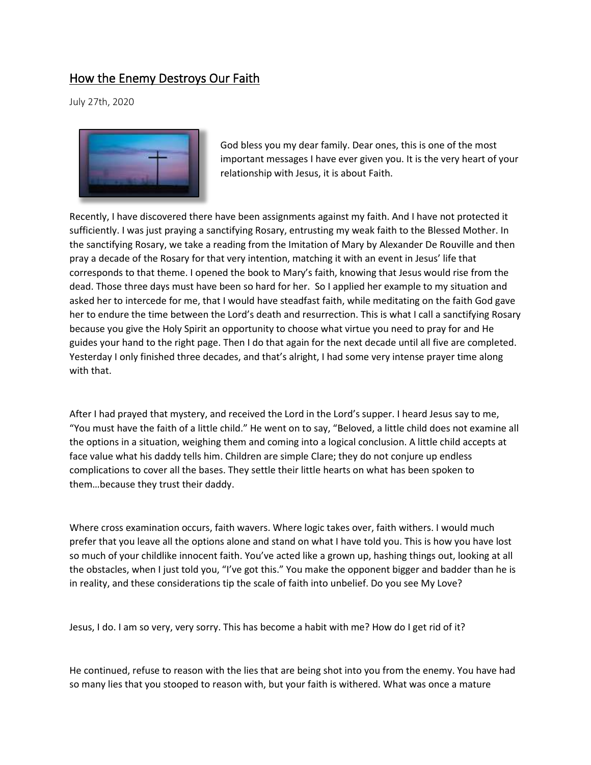# How the Enemy Destroys Our Faith

July 27th, 2020

God bless you my dear family. Dear ones, this is one of the most important messages I have ever given you. It is the very heart of your relationship with Jesus, it is about Faith.

Recently, I have discovered there have been assignments against my faith. And I have not protected it sufficiently. I was just praying a sanctifying Rosary, entrusting my weak faith to the Blessed Mother. In the sanctifying Rosary, we take a reading from the Imitation of Mary by Alexander De Rouville and then pray a decade of the Rosary for that very intention, matching it with an event in Jesus' life that corresponds to that theme. I opened the book to Mary's faith, knowing that Jesus would rise from the dead. Those three days must have been so hard for her. So I applied her example to my situation and asked her to intercede for me, that I would have steadfast faith, while meditating on the faith God gave her to endure the time between the Lord's death and resurrection. This is what I call a sanctifying Rosary because you give the Holy Spirit an opportunity to choose what virtue you need to pray for and He guides your hand to the right page. Then I do that again for the next decade until all five are completed. Yesterday I only finished three decades, and that's alright, I had some very intense prayer time along with that.

After I had prayed that mystery, and received the Lord in the Lord's supper. I heard Jesus say to me, "You must have the faith of a little child." He went on to say, "Beloved, a little child does not examine all the options in a situation, weighing them and coming into a logical conclusion. A little child accepts at face value what his daddy tells him. Children are simple Clare; they do not conjure up endless complications to cover all the bases. They settle their little hearts on what has been spoken to them…because they trust their daddy.

Where cross examination occurs, faith wavers. Where logic takes over, faith withers. I would much prefer that you leave all the options alone and stand on what I have told you. This is how you have lost so much of your childlike innocent faith. You've acted like a grown up, hashing things out, looking at all the obstacles, when I just told you, "I've got this." You make the opponent bigger and badder than he is in reality, and these considerations tip the scale of faith into unbelief. Do you see My Love?

Jesus, I do. I am so very, very sorry. This has become a habit with me? How do I get rid of it?

He continued, refuse to reason with the lies that are being shot into you from the enemy. You have had so many lies that you stooped to reason with, but your faith is withered. What was once a mature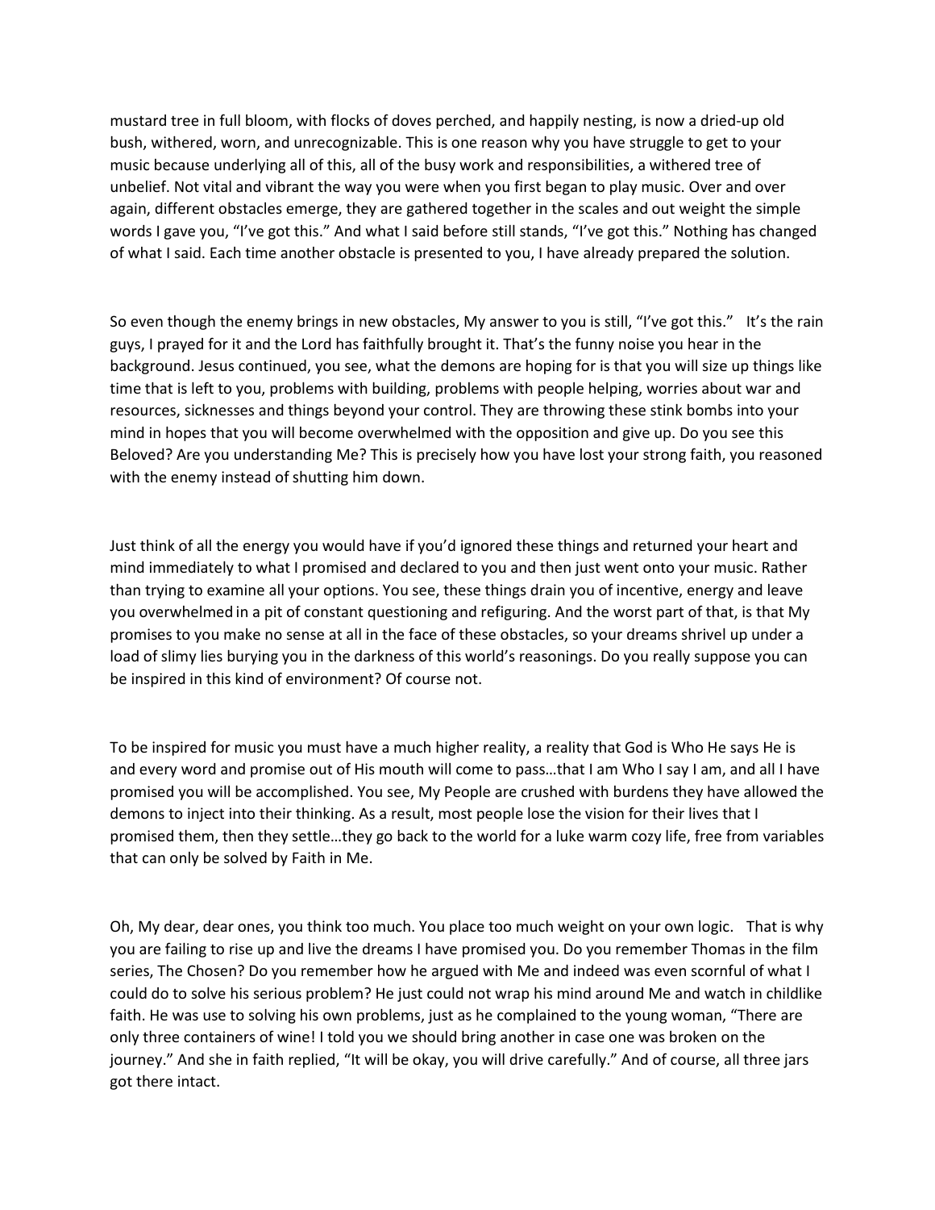mustard tree in full bloom, with flocks of doves perched, and happily nesting, is now a dried-up old bush, withered, worn, and unrecognizable. This is one reason why you have struggle to get to your music because underlying all of this, all of the busy work and responsibilities, a withered tree of unbelief. Not vital and vibrant the way you were when you first began to play music. Over and over again, different obstacles emerge, they are gathered together in the scales and out weight the simple words I gave you, "I've got this." And what I said before still stands, "I've got this." Nothing has changed of what I said. Each time another obstacle is presented to you, I have already prepared the solution.

So even though the enemy brings in new obstacles, My answer to you is still, "I've got this." It's the rain guys, I prayed for it and the Lord has faithfully brought it. That's the funny noise you hear in the background. Jesus continued, you see, what the demons are hoping for is that you will size up things like time that is left to you, problems with building, problems with people helping, worries about war and resources, sicknesses and things beyond your control. They are throwing these stink bombs into your mind in hopes that you will become overwhelmed with the opposition and give up. Do you see this Beloved? Are you understanding Me? This is precisely how you have lost your strong faith, you reasoned with the enemy instead of shutting him down.

Just think of all the energy you would have if you'd ignored these things and returned your heart and mind immediately to what I promised and declared to you and then just went onto your music. Rather than trying to examine all your options. You see, these things drain you of incentive, energy and leave you overwhelmed in a pit of constant questioning and refiguring. And the worst part of that, is that My promises to you make no sense at all in the face of these obstacles, so your dreams shrivel up under a load of slimy lies burying you in the darkness of this world's reasonings. Do you really suppose you can be inspired in this kind of environment? Of course not.

To be inspired for music you must have a much higher reality, a reality that God is Who He says He is and every word and promise out of His mouth will come to pass…that I am Who I say I am, and all I have promised you will be accomplished. You see, My People are crushed with burdens they have allowed the demons to inject into their thinking. As a result, most people lose the vision for their lives that I promised them, then they settle…they go back to the world for a luke warm cozy life, free from variables that can only be solved by Faith in Me.

Oh, My dear, dear ones, you think too much. You place too much weight on your own logic. That is why you are failing to rise up and live the dreams I have promised you. Do you remember Thomas in the film series, The Chosen? Do you remember how he argued with Me and indeed was even scornful of what I could do to solve his serious problem? He just could not wrap his mind around Me and watch in childlike faith. He was use to solving his own problems, just as he complained to the young woman, "There are only three containers of wine! I told you we should bring another in case one was broken on the journey." And she in faith replied, "It will be okay, you will drive carefully." And of course, all three jars got there intact.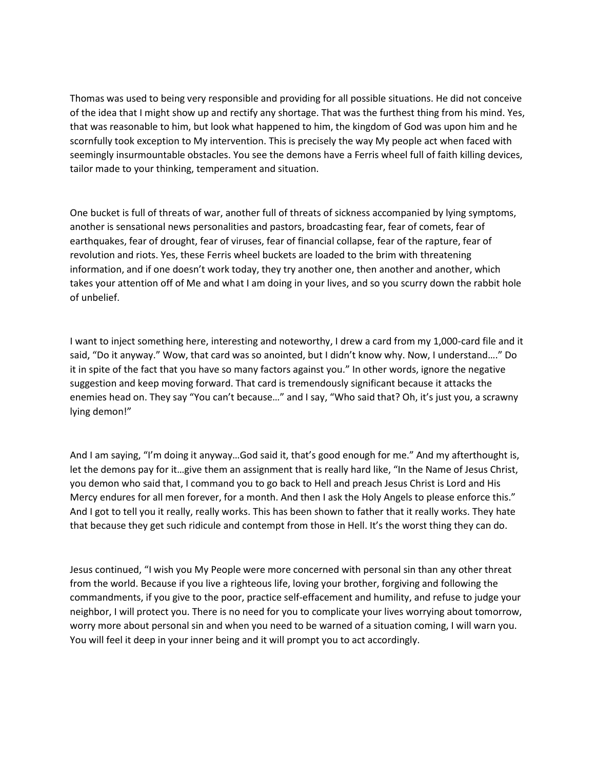Thomas was used to being very responsible and providing for all possible situations. He did not conceive of the idea that I might show up and rectify any shortage. That was the furthest thing from his mind. Yes, that was reasonable to him, but look what happened to him, the kingdom of God was upon him and he scornfully took exception to My intervention. This is precisely the way My people act when faced with seemingly insurmountable obstacles. You see the demons have a Ferris wheel full of faith killing devices, tailor made to your thinking, temperament and situation.

One bucket is full of threats of war, another full of threats of sickness accompanied by lying symptoms, another is sensational news personalities and pastors, broadcasting fear, fear of comets, fear of earthquakes, fear of drought, fear of viruses, fear of financial collapse, fear of the rapture, fear of revolution and riots. Yes, these Ferris wheel buckets are loaded to the brim with threatening information, and if one doesn't work today, they try another one, then another and another, which takes your attention off of Me and what I am doing in your lives, and so you scurry down the rabbit hole of unbelief.

I want to inject something here, interesting and noteworthy, I drew a card from my 1,000-card file and it said, "Do it anyway." Wow, that card was so anointed, but I didn't know why. Now, I understand…." Do it in spite of the fact that you have so many factors against you." In other words, ignore the negative suggestion and keep moving forward. That card is tremendously significant because it attacks the enemies head on. They say "You can't because…" and I say, "Who said that? Oh, it's just you, a scrawny lying demon!"

And I am saying, "I'm doing it anyway…God said it, that's good enough for me." And my afterthought is, let the demons pay for it…give them an assignment that is really hard like, "In the Name of Jesus Christ, you demon who said that, I command you to go back to Hell and preach Jesus Christ is Lord and His Mercy endures for all men forever, for a month. And then I ask the Holy Angels to please enforce this." And I got to tell you it really, really works. This has been shown to father that it really works. They hate that because they get such ridicule and contempt from those in Hell. It's the worst thing they can do.

Jesus continued, "I wish you My People were more concerned with personal sin than any other threat from the world. Because if you live a righteous life, loving your brother, forgiving and following the commandments, if you give to the poor, practice self-effacement and humility, and refuse to judge your neighbor, I will protect you. There is no need for you to complicate your lives worrying about tomorrow, worry more about personal sin and when you need to be warned of a situation coming, I will warn you. You will feel it deep in your inner being and it will prompt you to act accordingly.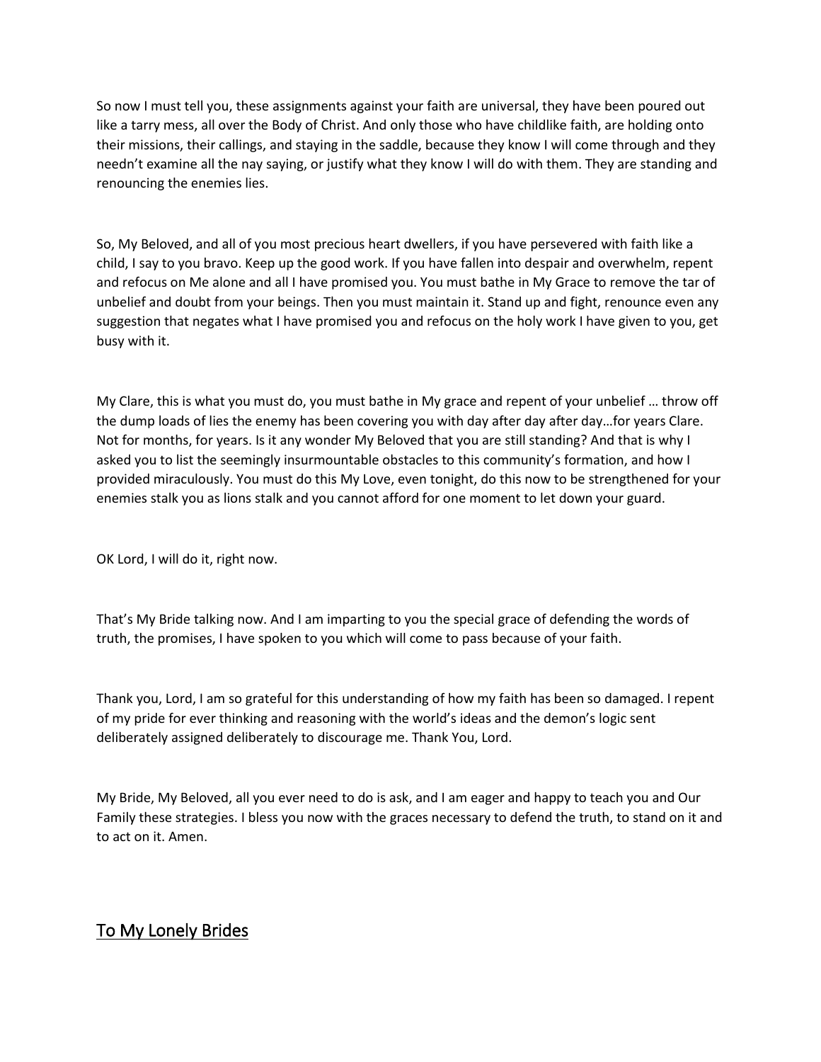So now I must tell you, these assignments against your faith are universal, they have been poured out like a tarry mess, all over the Body of Christ. And only those who have childlike faith, are holding onto their missions, their callings, and staying in the saddle, because they know I will come through and they needn't examine all the nay saying, or justify what they know I will do with them. They are standing and renouncing the enemies lies.

So, My Beloved, and all of you most precious heart dwellers, if you have persevered with faith like a child, I say to you bravo. Keep up the good work. If you have fallen into despair and overwhelm, repent and refocus on Me alone and all I have promised you. You must bathe in My Grace to remove the tar of unbelief and doubt from your beings. Then you must maintain it. Stand up and fight, renounce even any suggestion that negates what I have promised you and refocus on the holy work I have given to you, get busy with it.

My Clare, this is what you must do, you must bathe in My grace and repent of your unbelief … throw off the dump loads of lies the enemy has been covering you with day after day after day…for years Clare. Not for months, for years. Is it any wonder My Beloved that you are still standing? And that is why I asked you to list the seemingly insurmountable obstacles to this community's formation, and how I provided miraculously. You must do this My Love, even tonight, do this now to be strengthened for your enemies stalk you as lions stalk and you cannot afford for one moment to let down your guard.

OK Lord, I will do it, right now.

That's My Bride talking now. And I am imparting to you the special grace of defending the words of truth, the promises, I have spoken to you which will come to pass because of your faith.

Thank you, Lord, I am so grateful for this understanding of how my faith has been so damaged. I repent of my pride for ever thinking and reasoning with the world's ideas and the demon's logic sent deliberately assigned deliberately to discourage me. Thank You, Lord.

My Bride, My Beloved, all you ever need to do is ask, and I am eager and happy to teach you and Our Family these strategies. I bless you now with the graces necessary to defend the truth, to stand on it and to act on it. Amen.

## To My Lonely Brides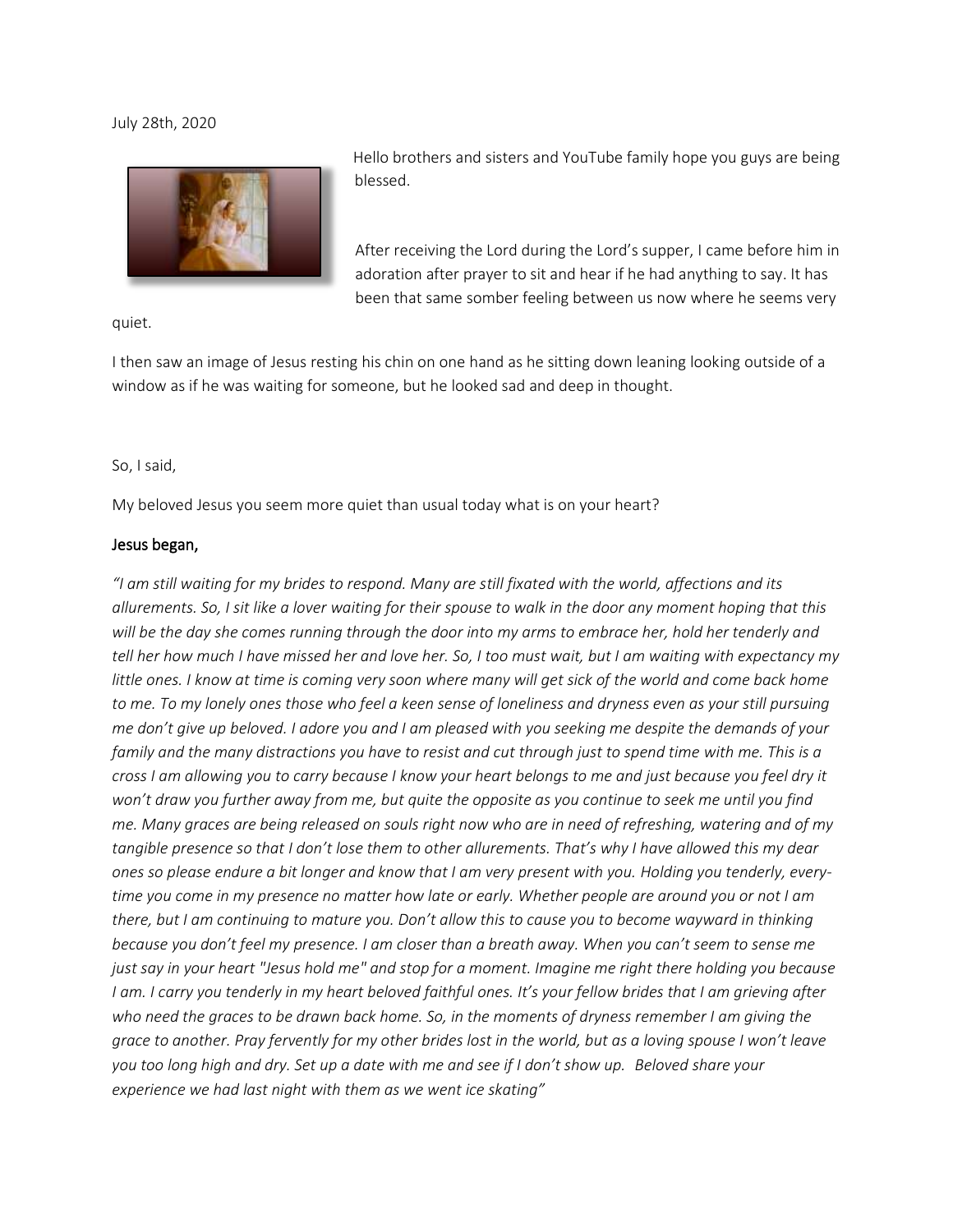July 28th, 2020

Hello brothers and sisters and YouTube family hope you guys are being blessed.

After receiving the Lord during the Lord's supper, I came before him in adoration after prayer to sit and hear if he had anything to say. It has been that same somber feeling between us now where he seems very quiet.

I then saw an image of Jesus resting his chin on one hand as he sitting down leaning looking outside of a window as if he was waiting for someone, but he looked sad and deep in thought.

So, I said,

My beloved Jesus you seem more quiet than usual today what is on your heart?

**Jesus began,**

*"I am still waiting for my brides to respond. Many are still fixated with the world, affections and its allurements. So, I sit like a lover waiting for their spouse to walk in the door any moment hoping that this will be the day she comes running through the door into my arms to embrace her, hold her tenderly and tell her how much I have missed her and love her. So, I too must wait, but I am waiting with expectancy my little ones. I know at time is coming very soon where many will get sick of the world and come back home to me. To my lonely ones those who feel a keen sense of loneliness and dryness even as your still pursuing me don't give up beloved. I adore you and I am pleased with you seeking me despite the demands of your family and the many distractions you have to resist and cut through just to spend time with me. This is a cross I am allowing you to carry because I know your heart belongs to me and just because you feel dry it won't draw you further away from me, but quite the opposite as you continue to seek me until you find me. Many graces are being released on souls right now who are in need of refreshing, watering and of my tangible presence so that I don't lose them to other allurements. That's why I have allowed this my dear ones so please endure a bit longer and know that I am very present with you. Holding you tenderly, every-time you come in my presence no matter how late or early. Whether people are around you or not I am there, but I am continuing to mature you. Don't allow this to cause you to become wayward in thinking because you don't feel my presence. I am closer than a breath away. When you can't seem to sense me just say in your heart "Jesus hold me" and stop for a moment. Imagine me right there holding you because I am. I carry you tenderly in my heart beloved faithful ones. It's your fellow brides that I am grieving after who need the graces to be drawn back home. So, in the moments of dryness remember I am giving the grace to another. Pray fervently for my other brides lost in the world, but as a loving spouse I won't leave you too long high and dry. Set up a date with me and see if I don't show up. Beloved share your experience we had last night with them as we went ice skating"*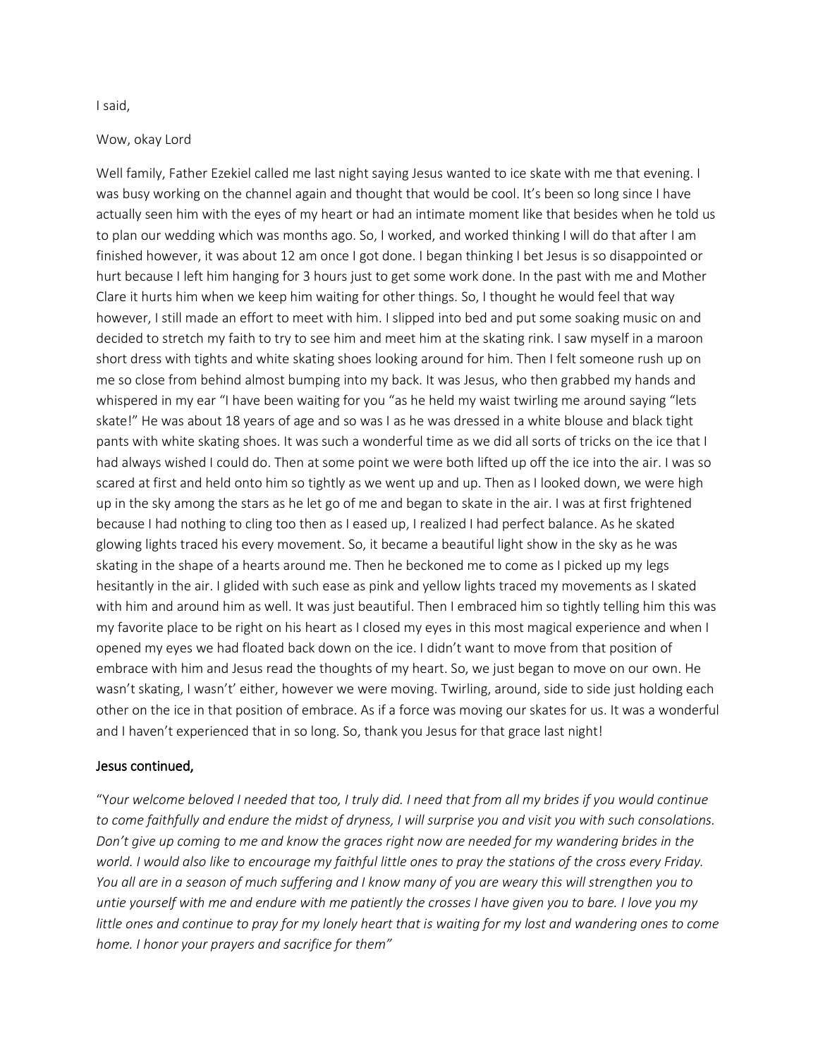I said,

Wow, okay Lord

Well family, Father Ezekiel called me last night saying Jesus wanted to ice skate with me that evening. I was busy working on the channel again and thought that would be cool. It's been so long since I have actually seen him with the eyes of my heart or had an intimate moment like that besides when he told us to plan our wedding which was months ago. So, I worked, and worked thinking I will do that after I am finished however, it was about 12 am once I got done. I began thinking I bet Jesus is so disappointed or hurt because I left him hanging for 3 hours just to get some work done. In the past with me and Mother Clare it hurts him when we keep him waiting for other things. So, I thought he would feel that way however, I still made an effort to meet with him. I slipped into bed and put some soaking music on and decided to stretch my faith to try to see him and meet him at the skating rink. I saw myself in a maroon short dress with tights and white skating shoes looking around for him. Then I felt someone rush up on me so close from behind almost bumping into my back. It was Jesus, who then grabbed my hands and whispered in my ear "I have been waiting for you "as he held my waist twirling me around saying "lets skate!" He was about 18 years of age and so was I as he was dressed in a white blouse and black tight pants with white skating shoes. It was such a wonderful time as we did all sorts of tricks on the ice that I had always wished I could do. Then at some point we were both lifted up off the ice into the air. I was so scared at first and held onto him so tightly as we went up and up. Then as I looked down, we were high up in the sky among the stars as he let go of me and began to skate in the air. I was at first frightened because I had nothing to cling too then as I eased up, I realized I had perfect balance. As he skated glowing lights traced his every movement. So, it became a beautiful light show in the sky as he was skating in the shape of a hearts around me. Then he beckoned me to come as I picked up my legs hesitantly in the air. I glided with such ease as pink and yellow lights traced my movements as I skated with him and around him as well. It was just beautiful. Then I embraced him so tightly telling him this was my favorite place to be right on his heart as I closed my eyes in this most magical experience and when I opened my eyes we had floated back down on the ice. I didn't want to move from that position of embrace with him and Jesus read the thoughts of my heart. So, we just began to move on our own. He wasn't skating, I wasn't' either, however we were moving. Twirling, around, side to side just holding each other on the ice in that position of embrace. As if a force was moving our skates for us. It was a wonderful and I haven't experienced that in so long. So, thank you Jesus for that grace last night!

Jesus continued,

"*Your welcome beloved I needed that too, I truly did. I need that from all my brides if you would continue to come faithfully and endure the midst of dryness, I will surprise you and visit you with such consolations. Don't give up coming to me and know the graces right now are needed for my wandering brides in the world. I would also like to encourage my faithful little ones to pray the stations of the cross every Friday. You all are in a season of much suffering and I know many of you are weary this will strengthen you to untie yourself with me and endure with me patiently the crosses I have given you to bare. I love you my little ones and continue to pray for my lonely heart that is waiting for my lost and wandering ones to come home. I honor your prayers and sacrifice for them*"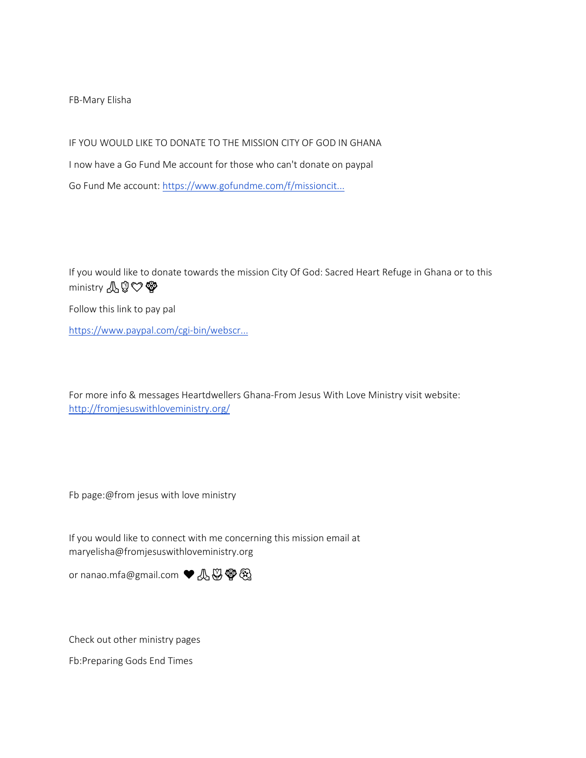FB-Mary Elisha

IF YOU WOULD LIKE TO DONATE TO THE MISSION CITY OF GOD IN GHANA

I now have a Go Fund Me account for those who can't donate on paypal

Go Fund Me account: [https://www.gofundme.com/f/missioncit...](https://www.gofundme.com/f/missioncit...)

If you would like to donate towards the mission City Of God: Sacred Heart Refuge in Ghana or to this ministry 🙏🌹♡💐

Follow this link to pay pal

[https://www.paypal.com/cgi-bin/webscr...](https://www.paypal.com/cgi-bin/webscr...)

For more info & messages Heartdwellers Ghana-From Jesus With Love Ministry visit website: [http://fromjesuswithloveministry.org/](http://fromjesuswithloveministry.org/)

Fb page:@from jesus with love ministry

If you would like to connect with me concerning this mission email at maryelisha@fromjesuswithloveministry.org

or nanao.mfa@gmail.com ❤🙏🌷💐🏵

Check out other ministry pages

Fb:Preparing Gods End Times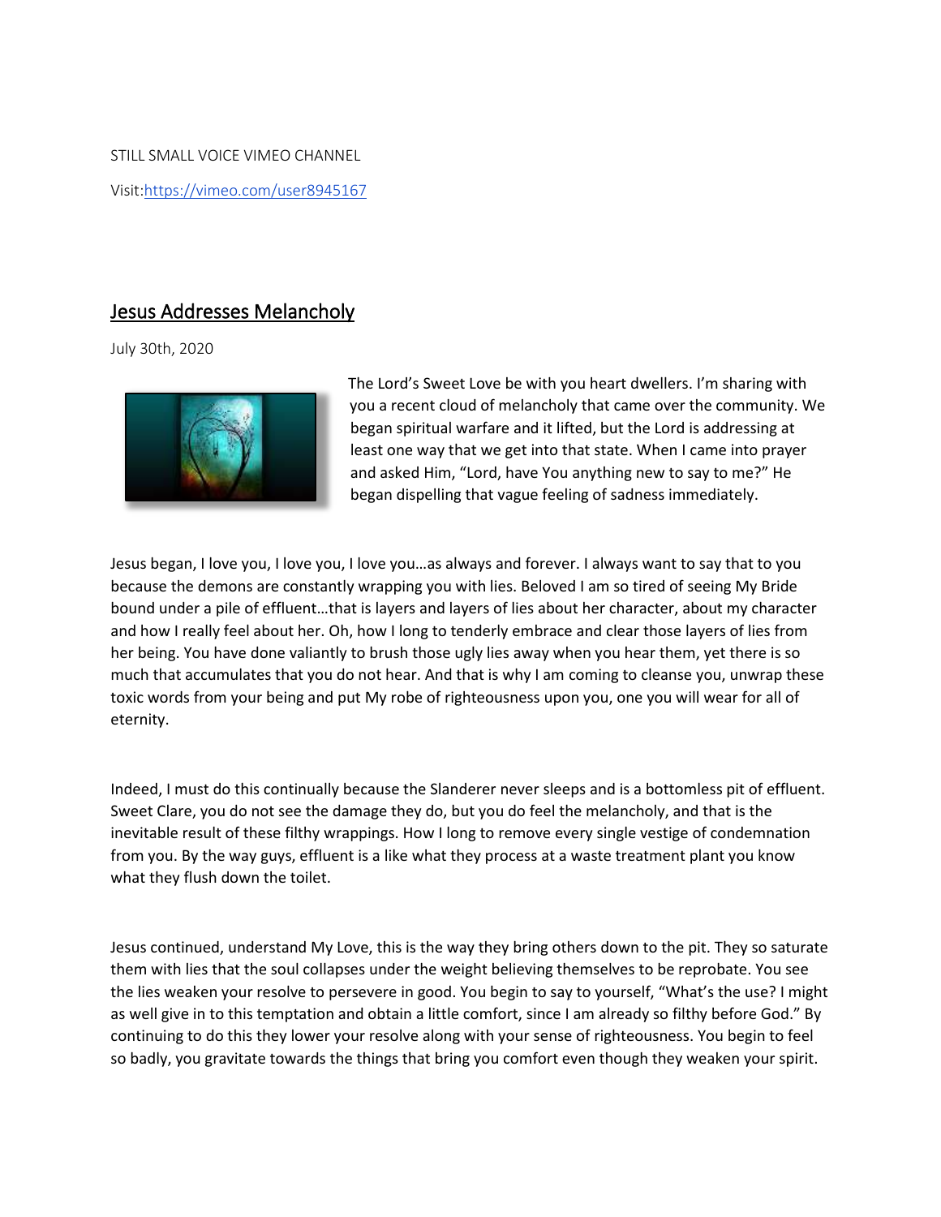STILL SMALL VOICE VIMEO CHANNEL

Visit:https://vimeo.com/user8945167

## Jesus Addresses Melancholy

July 30th, 2020

The Lord's Sweet Love be with you heart dwellers. I'm sharing with you a recent cloud of melancholy that came over the community. We began spiritual warfare and it lifted, but the Lord is addressing at least one way that we get into that state. When I came into prayer and asked Him, "Lord, have You anything new to say to me?" He began dispelling that vague feeling of sadness immediately.

Jesus began, I love you, I love you, I love you…as always and forever. I always want to say that to you because the demons are constantly wrapping you with lies. Beloved I am so tired of seeing My Bride bound under a pile of effluent…that is layers and layers of lies about her character, about my character and how I really feel about her. Oh, how I long to tenderly embrace and clear those layers of lies from her being. You have done valiantly to brush those ugly lies away when you hear them, yet there is so much that accumulates that you do not hear. And that is why I am coming to cleanse you, unwrap these toxic words from your being and put My robe of righteousness upon you, one you will wear for all of eternity.

Indeed, I must do this continually because the Slanderer never sleeps and is a bottomless pit of effluent. Sweet Clare, you do not see the damage they do, but you do feel the melancholy, and that is the inevitable result of these filthy wrappings. How I long to remove every single vestige of condemnation from you. By the way guys, effluent is a like what they process at a waste treatment plant you know what they flush down the toilet.

Jesus continued, understand My Love, this is the way they bring others down to the pit. They so saturate them with lies that the soul collapses under the weight believing themselves to be reprobate. You see the lies weaken your resolve to persevere in good. You begin to say to yourself, "What's the use? I might as well give in to this temptation and obtain a little comfort, since I am already so filthy before God." By continuing to do this they lower your resolve along with your sense of righteousness. You begin to feel so badly, you gravitate towards the things that bring you comfort even though they weaken your spirit.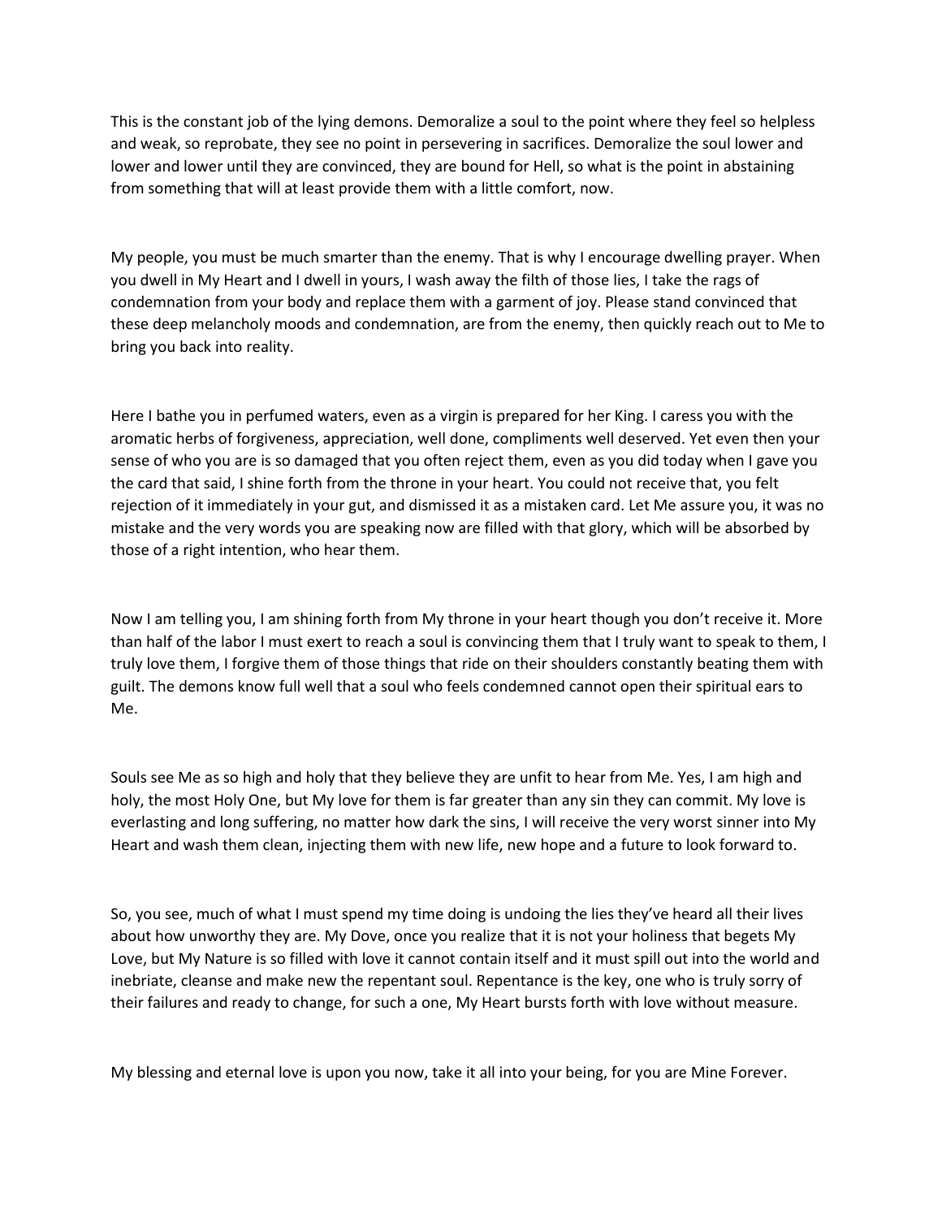This is the constant job of the lying demons. Demoralize a soul to the point where they feel so helpless and weak, so reprobate, they see no point in persevering in sacrifices. Demoralize the soul lower and lower and lower until they are convinced, they are bound for Hell, so what is the point in abstaining from something that will at least provide them with a little comfort, now.

My people, you must be much smarter than the enemy. That is why I encourage dwelling prayer. When you dwell in My Heart and I dwell in yours, I wash away the filth of those lies, I take the rags of condemnation from your body and replace them with a garment of joy. Please stand convinced that these deep melancholy moods and condemnation, are from the enemy, then quickly reach out to Me to bring you back into reality.

Here I bathe you in perfumed waters, even as a virgin is prepared for her King. I caress you with the aromatic herbs of forgiveness, appreciation, well done, compliments well deserved. Yet even then your sense of who you are is so damaged that you often reject them, even as you did today when I gave you the card that said, I shine forth from the throne in your heart. You could not receive that, you felt rejection of it immediately in your gut, and dismissed it as a mistaken card. Let Me assure you, it was no mistake and the very words you are speaking now are filled with that glory, which will be absorbed by those of a right intention, who hear them.

Now I am telling you, I am shining forth from My throne in your heart though you don't receive it. More than half of the labor I must exert to reach a soul is convincing them that I truly want to speak to them, I truly love them, I forgive them of those things that ride on their shoulders constantly beating them with guilt. The demons know full well that a soul who feels condemned cannot open their spiritual ears to Me.

Souls see Me as so high and holy that they believe they are unfit to hear from Me. Yes, I am high and holy, the most Holy One, but My love for them is far greater than any sin they can commit. My love is everlasting and long suffering, no matter how dark the sins, I will receive the very worst sinner into My Heart and wash them clean, injecting them with new life, new hope and a future to look forward to.

So, you see, much of what I must spend my time doing is undoing the lies they've heard all their lives about how unworthy they are. My Dove, once you realize that it is not your holiness that begets My Love, but My Nature is so filled with love it cannot contain itself and it must spill out into the world and inebriate, cleanse and make new the repentant soul. Repentance is the key, one who is truly sorry of their failures and ready to change, for such a one, My Heart bursts forth with love without measure.

My blessing and eternal love is upon you now, take it all into your being, for you are Mine Forever.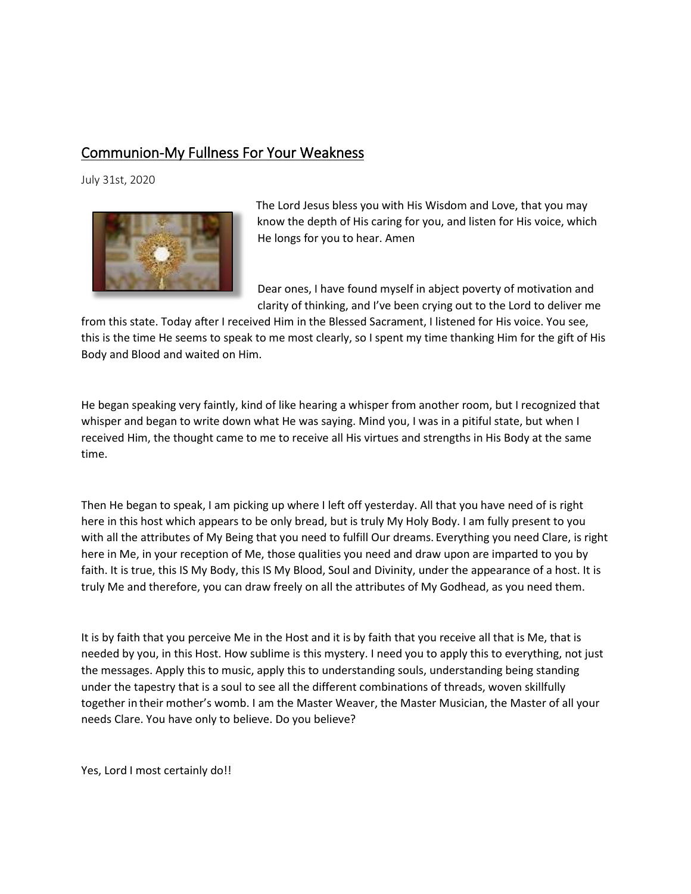## Communion-My Fullness For Your Weakness

July 31st, 2020

The Lord Jesus bless you with His Wisdom and Love, that you may know the depth of His caring for you, and listen for His voice, which He longs for you to hear. Amen

Dear ones, I have found myself in abject poverty of motivation and clarity of thinking, and I've been crying out to the Lord to deliver me from this state. Today after I received Him in the Blessed Sacrament, I listened for His voice. You see, this is the time He seems to speak to me most clearly, so I spent my time thanking Him for the gift of His Body and Blood and waited on Him.

He began speaking very faintly, kind of like hearing a whisper from another room, but I recognized that whisper and began to write down what He was saying. Mind you, I was in a pitiful state, but when I received Him, the thought came to me to receive all His virtues and strengths in His Body at the same time.

Then He began to speak, I am picking up where I left off yesterday. All that you have need of is right here in this host which appears to be only bread, but is truly My Holy Body. I am fully present to you with all the attributes of My Being that you need to fulfill Our dreams. Everything you need Clare, is right here in Me, in your reception of Me, those qualities you need and draw upon are imparted to you by faith. It is true, this IS My Body, this IS My Blood, Soul and Divinity, under the appearance of a host. It is truly Me and therefore, you can draw freely on all the attributes of My Godhead, as you need them.

It is by faith that you perceive Me in the Host and it is by faith that you receive all that is Me, that is needed by you, in this Host. How sublime is this mystery. I need you to apply this to everything, not just the messages. Apply this to music, apply this to understanding souls, understanding being standing under the tapestry that is a soul to see all the different combinations of threads, woven skillfully together in their mother's womb. I am the Master Weaver, the Master Musician, the Master of all your needs Clare. You have only to believe. Do you believe?

Yes, Lord I most certainly do!!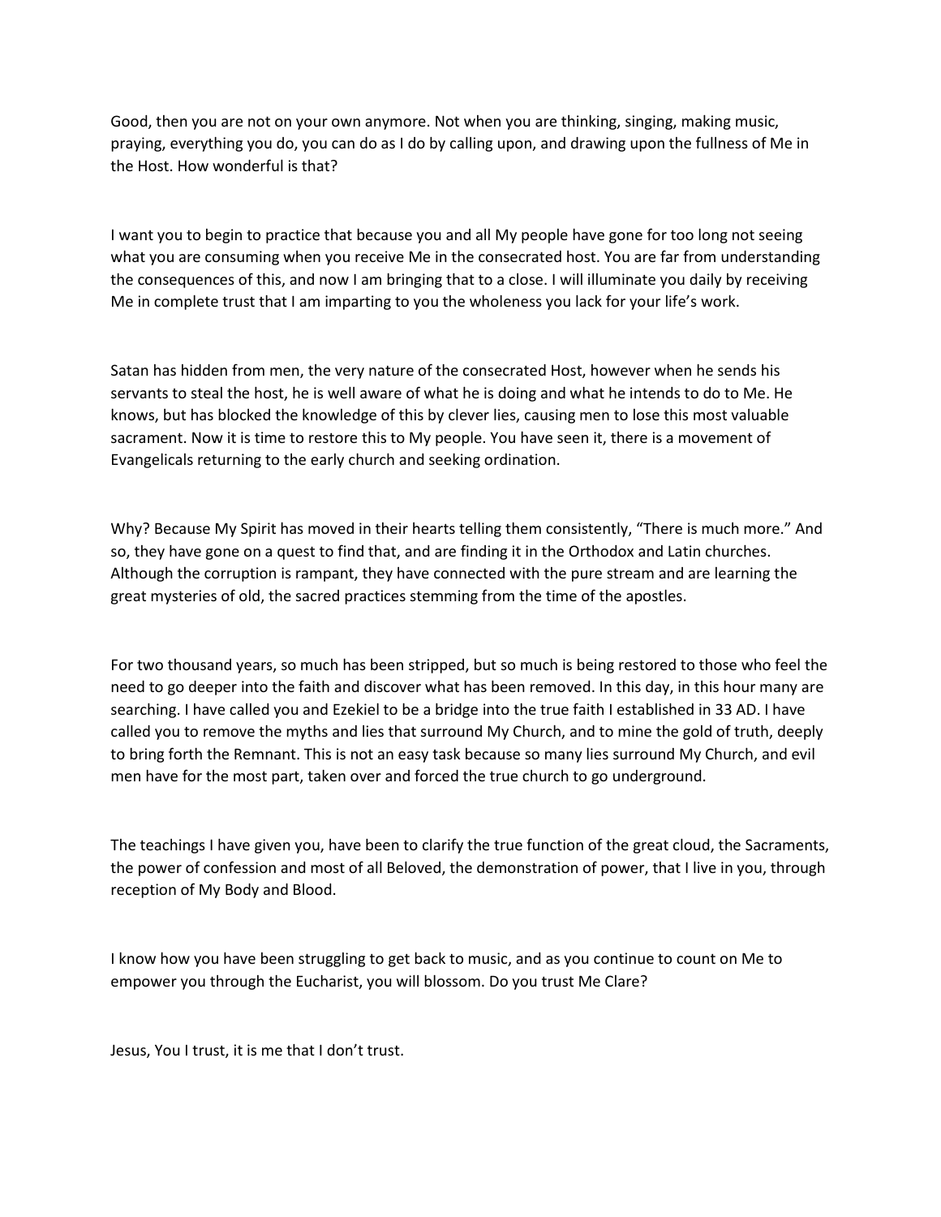Good, then you are not on your own anymore. Not when you are thinking, singing, making music, praying, everything you do, you can do as I do by calling upon, and drawing upon the fullness of Me in the Host. How wonderful is that?

I want you to begin to practice that because you and all My people have gone for too long not seeing what you are consuming when you receive Me in the consecrated host. You are far from understanding the consequences of this, and now I am bringing that to a close. I will illuminate you daily by receiving Me in complete trust that I am imparting to you the wholeness you lack for your life's work.

Satan has hidden from men, the very nature of the consecrated Host, however when he sends his servants to steal the host, he is well aware of what he is doing and what he intends to do to Me. He knows, but has blocked the knowledge of this by clever lies, causing men to lose this most valuable sacrament. Now it is time to restore this to My people. You have seen it, there is a movement of Evangelicals returning to the early church and seeking ordination.

Why? Because My Spirit has moved in their hearts telling them consistently, "There is much more." And so, they have gone on a quest to find that, and are finding it in the Orthodox and Latin churches. Although the corruption is rampant, they have connected with the pure stream and are learning the great mysteries of old, the sacred practices stemming from the time of the apostles.

For two thousand years, so much has been stripped, but so much is being restored to those who feel the need to go deeper into the faith and discover what has been removed. In this day, in this hour many are searching. I have called you and Ezekiel to be a bridge into the true faith I established in 33 AD. I have called you to remove the myths and lies that surround My Church, and to mine the gold of truth, deeply to bring forth the Remnant. This is not an easy task because so many lies surround My Church, and evil men have for the most part, taken over and forced the true church to go underground.

The teachings I have given you, have been to clarify the true function of the great cloud, the Sacraments, the power of confession and most of all Beloved, the demonstration of power, that I live in you, through reception of My Body and Blood.

I know how you have been struggling to get back to music, and as you continue to count on Me to empower you through the Eucharist, you will blossom. Do you trust Me Clare?

Jesus, You I trust, it is me that I don't trust.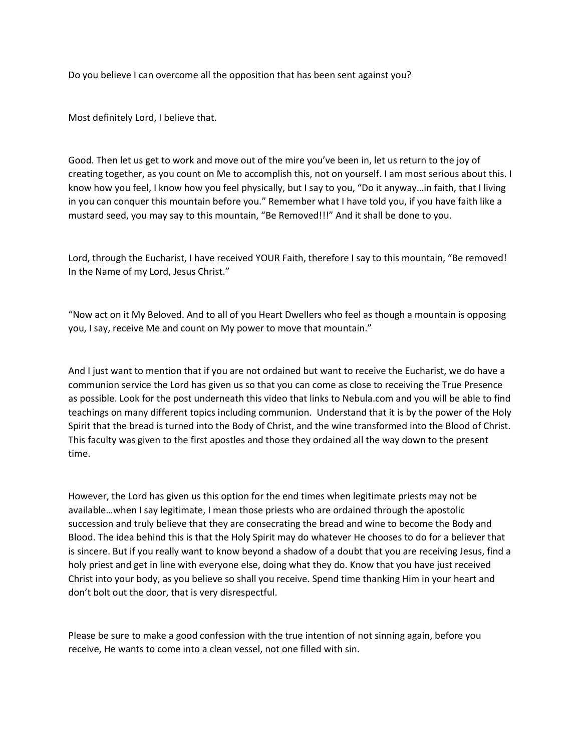Do you believe I can overcome all the opposition that has been sent against you?

Most definitely Lord, I believe that.

Good. Then let us get to work and move out of the mire you've been in, let us return to the joy of creating together, as you count on Me to accomplish this, not on yourself. I am most serious about this. I know how you feel, I know how you feel physically, but I say to you, "Do it anyway…in faith, that I living in you can conquer this mountain before you." Remember what I have told you, if you have faith like a mustard seed, you may say to this mountain, "Be Removed!!!" And it shall be done to you.

Lord, through the Eucharist, I have received YOUR Faith, therefore I say to this mountain, "Be removed! In the Name of my Lord, Jesus Christ."

"Now act on it My Beloved. And to all of you Heart Dwellers who feel as though a mountain is opposing you, I say, receive Me and count on My power to move that mountain."

And I just want to mention that if you are not ordained but want to receive the Eucharist, we do have a communion service the Lord has given us so that you can come as close to receiving the True Presence as possible. Look for the post underneath this video that links to Nebula.com and you will be able to find teachings on many different topics including communion. Understand that it is by the power of the Holy Spirit that the bread is turned into the Body of Christ, and the wine transformed into the Blood of Christ. This faculty was given to the first apostles and those they ordained all the way down to the present time.

However, the Lord has given us this option for the end times when legitimate priests may not be available…when I say legitimate, I mean those priests who are ordained through the apostolic succession and truly believe that they are consecrating the bread and wine to become the Body and Blood. The idea behind this is that the Holy Spirit may do whatever He chooses to do for a believer that is sincere. But if you really want to know beyond a shadow of a doubt that you are receiving Jesus, find a holy priest and get in line with everyone else, doing what they do. Know that you have just received Christ into your body, as you believe so shall you receive. Spend time thanking Him in your heart and don't bolt out the door, that is very disrespectful.

Please be sure to make a good confession with the true intention of not sinning again, before you receive, He wants to come into a clean vessel, not one filled with sin.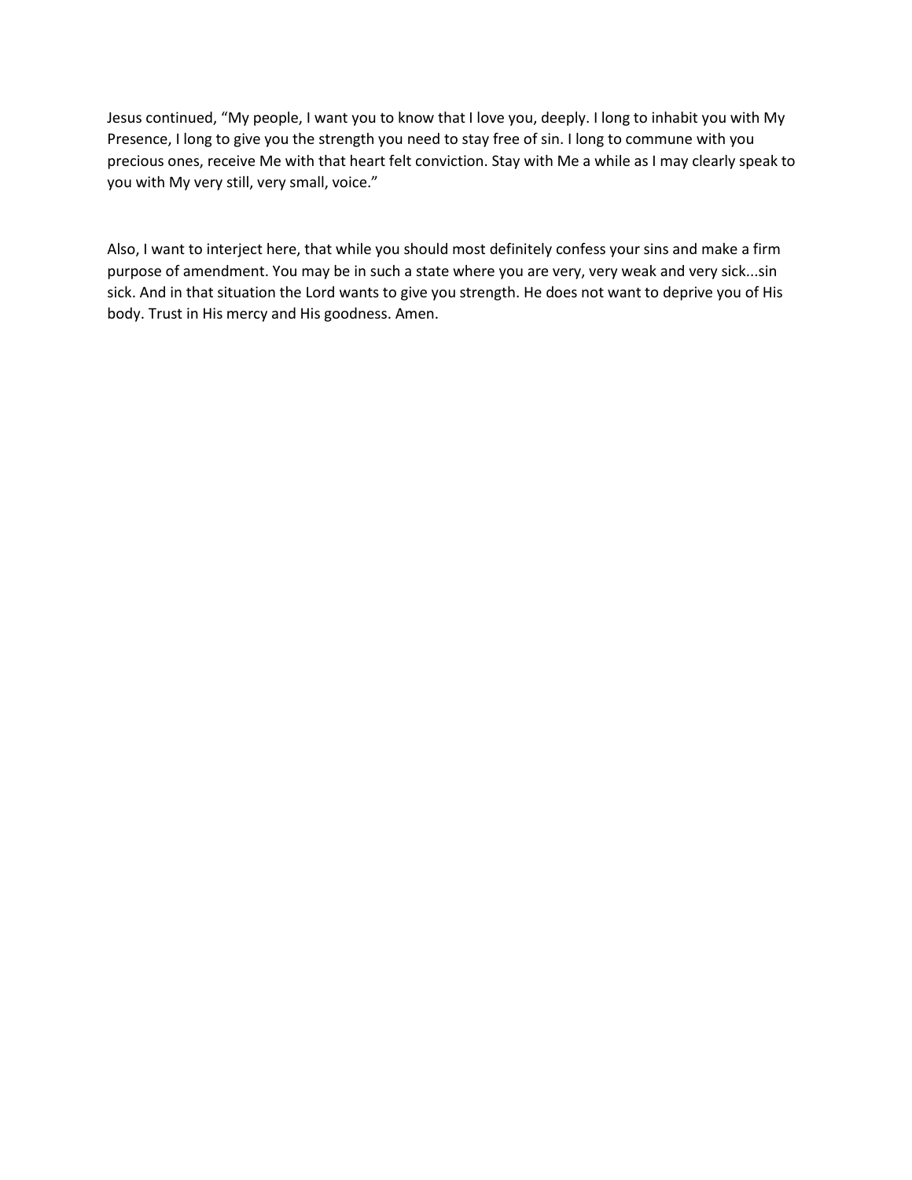Jesus continued, "My people, I want you to know that I love you, deeply. I long to inhabit you with My Presence, I long to give you the strength you need to stay free of sin. I long to commune with you precious ones, receive Me with that heart felt conviction. Stay with Me a while as I may clearly speak to you with My very still, very small, voice."

Also, I want to interject here, that while you should most definitely confess your sins and make a firm purpose of amendment. You may be in such a state where you are very, very weak and very sick...sin sick. And in that situation the Lord wants to give you strength. He does not want to deprive you of His body. Trust in His mercy and His goodness. Amen.